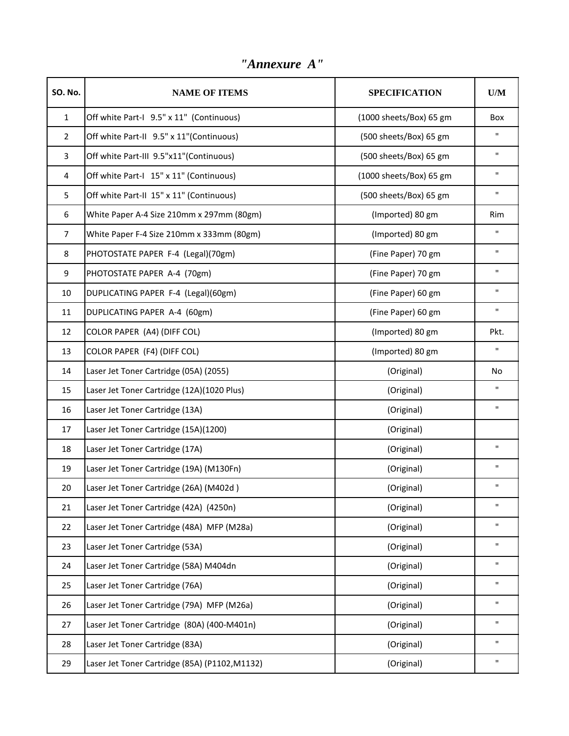# *"Annexure A"*

| SO. No. | NAME OF ITEMS | SPECIFICATION | U/M |
|---|---|---|---|
| 1 | Off white Part-I 9.5" x 11" (Continuous) | (1000 sheets/Box) 65 gm | Box |
| 2 | Off white Part-II 9.5" x 11"(Continuous) | (500 sheets/Box) 65 gm | " |
| 3 | Off white Part-III 9.5"x11"(Continuous) | (500 sheets/Box) 65 gm | " |
| 4 | Off white Part-I 15" x 11" (Continuous) | (1000 sheets/Box) 65 gm | " |
| 5 | Off white Part-II 15" x 11" (Continuous) | (500 sheets/Box) 65 gm | " |
| 6 | White Paper A-4 Size 210mm x 297mm (80gm) | (Imported) 80 gm | Rim |
| 7 | White Paper F-4 Size 210mm x 333mm (80gm) | (Imported) 80 gm | " |
| 8 | PHOTOSTATE PAPER F-4 (Legal)(70gm) | (Fine Paper) 70 gm | " |
| 9 | PHOTOSTATE PAPER A-4 (70gm) | (Fine Paper) 70 gm | " |
| 10 | DUPLICATING PAPER F-4 (Legal)(60gm) | (Fine Paper) 60 gm | " |
| 11 | DUPLICATING PAPER A-4 (60gm) | (Fine Paper) 60 gm | " |
| 12 | COLOR PAPER (A4) (DIFF COL) | (Imported) 80 gm | Pkt. |
| 13 | COLOR PAPER (F4) (DIFF COL) | (Imported) 80 gm | " |
| 14 | Laser Jet Toner Cartridge (05A) (2055) | (Original) | No |
| 15 | Laser Jet Toner Cartridge (12A)(1020 Plus) | (Original) | " |
| 16 | Laser Jet Toner Cartridge (13A) | (Original) | " |
| 17 | Laser Jet Toner Cartridge (15A)(1200) | (Original) | |
| 18 | Laser Jet Toner Cartridge (17A) | (Original) | " |
| 19 | Laser Jet Toner Cartridge (19A) (M130Fn) | (Original) | " |
| 20 | Laser Jet Toner Cartridge (26A) (M402d ) | (Original) | " |
| 21 | Laser Jet Toner Cartridge (42A) (4250n) | (Original) | " |
| 22 | Laser Jet Toner Cartridge (48A) MFP (M28a) | (Original) | " |
| 23 | Laser Jet Toner Cartridge (53A) | (Original) | " |
| 24 | Laser Jet Toner Cartridge (58A) M404dn | (Original) | " |
| 25 | Laser Jet Toner Cartridge (76A) | (Original) | " |
| 26 | Laser Jet Toner Cartridge (79A) MFP (M26a) | (Original) | " |
| 27 | Laser Jet Toner Cartridge (80A) (400-M401n) | (Original) | " |
| 28 | Laser Jet Toner Cartridge (83A) | (Original) | " |
| 29 | Laser Jet Toner Cartridge (85A) (P1102,M1132) | (Original) | " |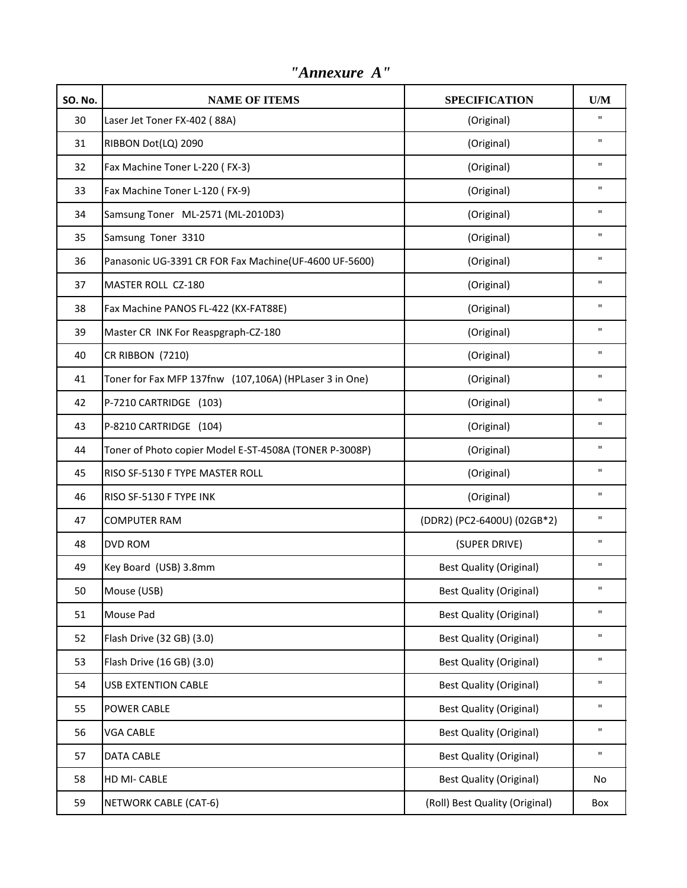# *"Annexure A"*

| SO. No. | NAME OF ITEMS | SPECIFICATION | U/M |
|---|---|---|---|
| 30 | Laser Jet Toner FX-402 ( 88A) | (Original) | " |
| 31 | RIBBON Dot(LQ) 2090 | (Original) | " |
| 32 | Fax Machine Toner L-220 ( FX-3) | (Original) | " |
| 33 | Fax Machine Toner L-120 ( FX-9) | (Original) | " |
| 34 | Samsung Toner ML-2571 (ML-2010D3) | (Original) | " |
| 35 | Samsung Toner 3310 | (Original) | " |
| 36 | Panasonic UG-3391 CR FOR Fax Machine(UF-4600 UF-5600) | (Original) | " |
| 37 | MASTER ROLL CZ-180 | (Original) | " |
| 38 | Fax Machine PANOS FL-422 (KX-FAT88E) | (Original) | " |
| 39 | Master CR INK For Reaspgraph-CZ-180 | (Original) | " |
| 40 | CR RIBBON (7210) | (Original) | " |
| 41 | Toner for Fax MFP 137fnw (107,106A) (HPLaser 3 in One) | (Original) | " |
| 42 | P-7210 CARTRIDGE (103) | (Original) | " |
| 43 | P-8210 CARTRIDGE (104) | (Original) | " |
| 44 | Toner of Photo copier Model E-ST-4508A (TONER P-3008P) | (Original) | " |
| 45 | RISO SF-5130 F TYPE MASTER ROLL | (Original) | " |
| 46 | RISO SF-5130 F TYPE INK | (Original) | " |
| 47 | COMPUTER RAM | (DDR2) (PC2-6400U) (02GB*2) | " |
| 48 | DVD ROM | (SUPER DRIVE) | " |
| 49 | Key Board (USB) 3.8mm | Best Quality (Original) | " |
| 50 | Mouse (USB) | Best Quality (Original) | " |
| 51 | Mouse Pad | Best Quality (Original) | " |
| 52 | Flash Drive (32 GB) (3.0) | Best Quality (Original) | " |
| 53 | Flash Drive (16 GB) (3.0) | Best Quality (Original) | " |
| 54 | USB EXTENTION CABLE | Best Quality (Original) | " |
| 55 | POWER CABLE | Best Quality (Original) | " |
| 56 | VGA CABLE | Best Quality (Original) | " |
| 57 | DATA CABLE | Best Quality (Original) | " |
| 58 | HD MI- CABLE | Best Quality (Original) | No |
| 59 | NETWORK CABLE (CAT-6) | (Roll) Best Quality (Original) | Box |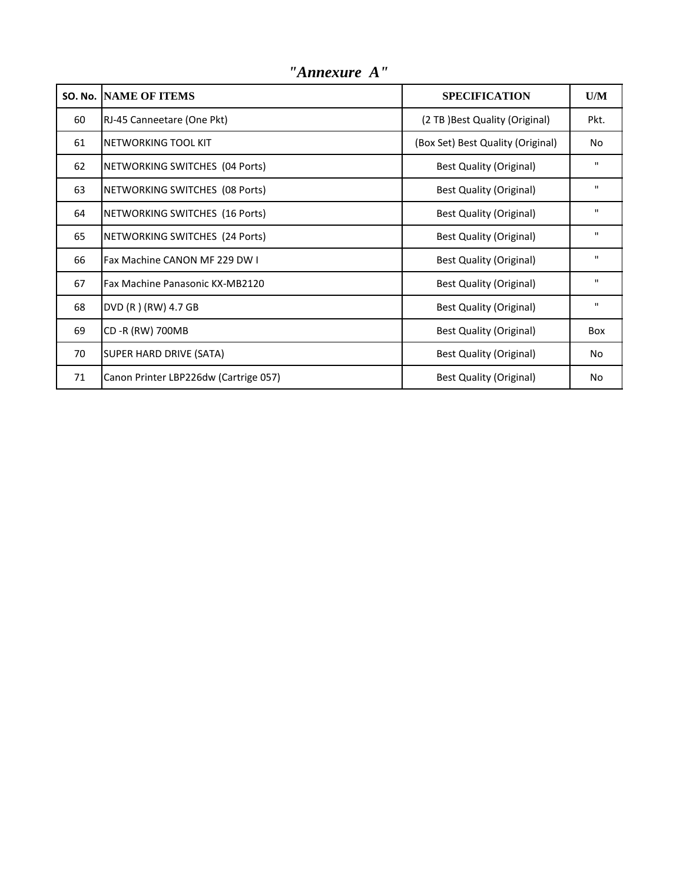*"Annexure A"*

| SO. No. | NAME OF ITEMS | SPECIFICATION | U/M |
|---|---|---|---|
| 60 | RJ-45 Canneetare (One Pkt) | (2 TB )Best Quality (Original) | Pkt. |
| 61 | NETWORKING TOOL KIT | (Box Set) Best Quality (Original) | No |
| 62 | NETWORKING SWITCHES (04 Ports) | Best Quality (Original) | " |
| 63 | NETWORKING SWITCHES (08 Ports) | Best Quality (Original) | " |
| 64 | NETWORKING SWITCHES (16 Ports) | Best Quality (Original) | " |
| 65 | NETWORKING SWITCHES (24 Ports) | Best Quality (Original) | " |
| 66 | Fax Machine CANON MF 229 DW I | Best Quality (Original) | " |
| 67 | Fax Machine Panasonic KX-MB2120 | Best Quality (Original) | " |
| 68 | DVD (R ) (RW) 4.7 GB | Best Quality (Original) | " |
| 69 | CD -R (RW) 700MB | Best Quality (Original) | Box |
| 70 | SUPER HARD DRIVE (SATA) | Best Quality (Original) | No |
| 71 | Canon Printer LBP226dw (Cartrige 057) | Best Quality (Original) | No |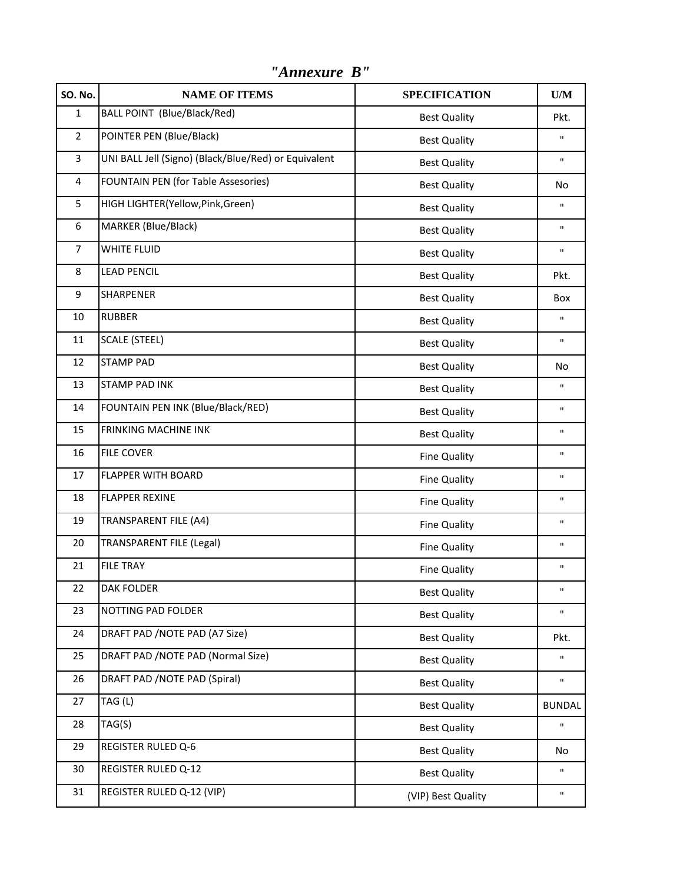# *"Annexure B"*

| SO. No. | NAME OF ITEMS | SPECIFICATION | U/M |
|---|---|---|---|
| 1 | BALL POINT (Blue/Black/Red) | Best Quality | Pkt. |
| 2 | POINTER PEN (Blue/Black) | Best Quality | " |
| 3 | UNI BALL Jell (Signo) (Black/Blue/Red) or Equivalent | Best Quality | " |
| 4 | FOUNTAIN PEN (for Table Assesories) | Best Quality | No |
| 5 | HIGH LIGHTER(Yellow,Pink,Green) | Best Quality | " |
| 6 | MARKER (Blue/Black) | Best Quality | " |
| 7 | WHITE FLUID | Best Quality | " |
| 8 | LEAD PENCIL | Best Quality | Pkt. |
| 9 | SHARPENER | Best Quality | Box |
| 10 | RUBBER | Best Quality | " |
| 11 | SCALE (STEEL) | Best Quality | " |
| 12 | STAMP PAD | Best Quality | No |
| 13 | STAMP PAD INK | Best Quality | " |
| 14 | FOUNTAIN PEN INK (Blue/Black/RED) | Best Quality | " |
| 15 | FRINKING MACHINE INK | Best Quality | " |
| 16 | FILE COVER | Fine Quality | " |
| 17 | FLAPPER WITH BOARD | Fine Quality | " |
| 18 | FLAPPER REXINE | Fine Quality | " |
| 19 | TRANSPARENT FILE (A4) | Fine Quality | " |
| 20 | TRANSPARENT FILE (Legal) | Fine Quality | " |
| 21 | FILE TRAY | Fine Quality | " |
| 22 | DAK FOLDER | Best Quality | " |
| 23 | NOTTING PAD FOLDER | Best Quality | " |
| 24 | DRAFT PAD /NOTE PAD (A7 Size) | Best Quality | Pkt. |
| 25 | DRAFT PAD /NOTE PAD (Normal Size) | Best Quality | " |
| 26 | DRAFT PAD /NOTE PAD (Spiral) | Best Quality | " |
| 27 | TAG (L) | Best Quality | BUNDAL |
| 28 | TAG(S) | Best Quality | " |
| 29 | REGISTER RULED Q-6 | Best Quality | No |
| 30 | REGISTER RULED Q-12 | Best Quality | " |
| 31 | REGISTER RULED Q-12 (VIP) | (VIP) Best Quality | " |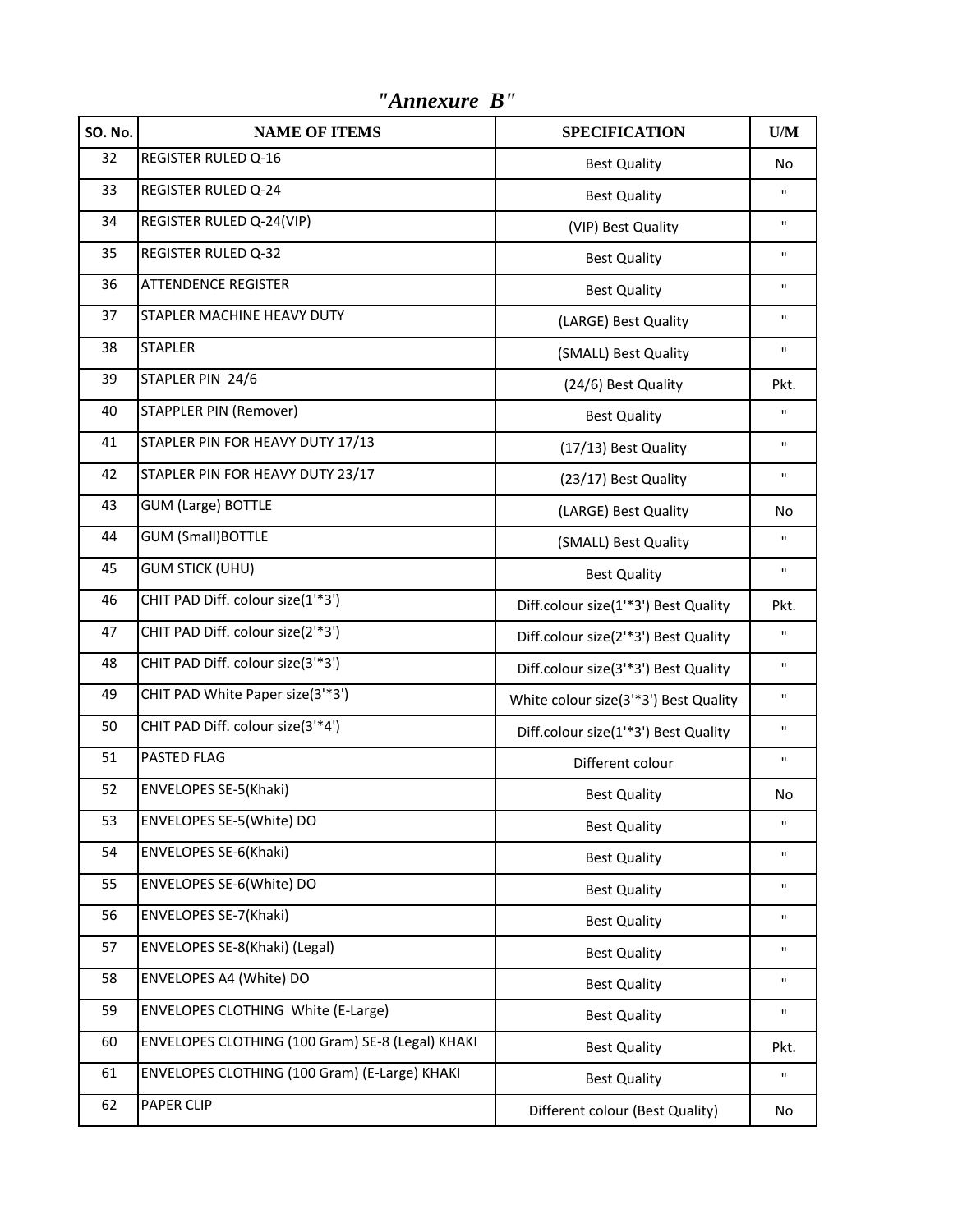## *"Annexure B"*

| SO. No. | NAME OF ITEMS | SPECIFICATION | U/M |
|---|---|---|---|
| 32 | REGISTER RULED Q-16 | Best Quality | No |
| 33 | REGISTER RULED Q-24 | Best Quality | " |
| 34 | REGISTER RULED Q-24(VIP) | (VIP) Best Quality | " |
| 35 | REGISTER RULED Q-32 | Best Quality | " |
| 36 | ATTENDENCE REGISTER | Best Quality | " |
| 37 | STAPLER MACHINE HEAVY DUTY | (LARGE) Best Quality | " |
| 38 | STAPLER | (SMALL) Best Quality | " |
| 39 | STAPLER PIN 24/6 | (24/6) Best Quality | Pkt. |
| 40 | STAPPLER PIN (Remover) | Best Quality | " |
| 41 | STAPLER PIN FOR HEAVY DUTY 17/13 | (17/13) Best Quality | " |
| 42 | STAPLER PIN FOR HEAVY DUTY 23/17 | (23/17) Best Quality | " |
| 43 | GUM (Large) BOTTLE | (LARGE) Best Quality | No |
| 44 | GUM (Small)BOTTLE | (SMALL) Best Quality | " |
| 45 | GUM STICK (UHU) | Best Quality | " |
| 46 | CHIT PAD Diff. colour size(1'*3') | Diff.colour size(1'*3') Best Quality | Pkt. |
| 47 | CHIT PAD Diff. colour size(2'*3') | Diff.colour size(2'*3') Best Quality | " |
| 48 | CHIT PAD Diff. colour size(3'*3') | Diff.colour size(3'*3') Best Quality | " |
| 49 | CHIT PAD White Paper size(3'*3') | White colour size(3'*3') Best Quality | " |
| 50 | CHIT PAD Diff. colour size(3'*4') | Diff.colour size(1'*3') Best Quality | " |
| 51 | PASTED FLAG | Different colour | " |
| 52 | ENVELOPES SE-5(Khaki) | Best Quality | No |
| 53 | ENVELOPES SE-5(White) DO | Best Quality | " |
| 54 | ENVELOPES SE-6(Khaki) | Best Quality | " |
| 55 | ENVELOPES SE-6(White) DO | Best Quality | " |
| 56 | ENVELOPES SE-7(Khaki) | Best Quality | " |
| 57 | ENVELOPES SE-8(Khaki) (Legal) | Best Quality | " |
| 58 | ENVELOPES A4 (White) DO | Best Quality | " |
| 59 | ENVELOPES CLOTHING White (E-Large) | Best Quality | " |
| 60 | ENVELOPES CLOTHING (100 Gram) SE-8 (Legal) KHAKI | Best Quality | Pkt. |
| 61 | ENVELOPES CLOTHING (100 Gram) (E-Large) KHAKI | Best Quality | " |
| 62 | PAPER CLIP | Different colour (Best Quality) | No |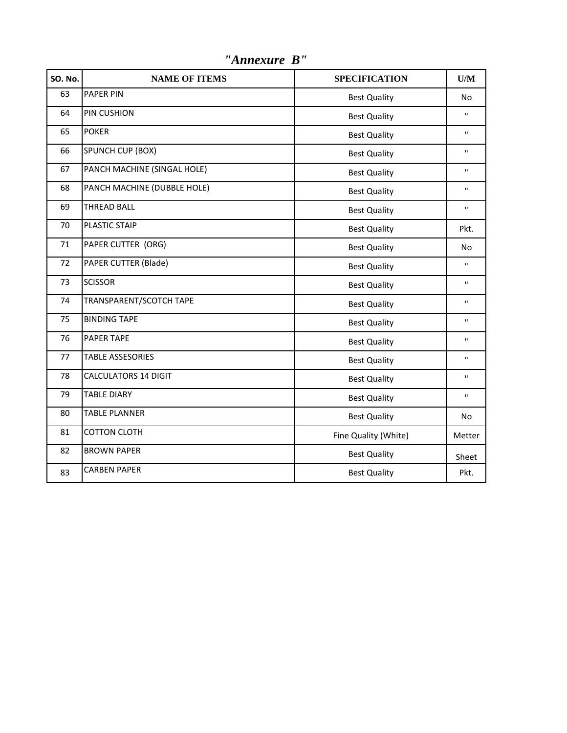# *"Annexure B"*

| SO. No. | NAME OF ITEMS | SPECIFICATION | U/M |
|---|---|---|---|
| 63 | PAPER PIN | Best Quality | No |
| 64 | PIN CUSHION | Best Quality | " |
| 65 | POKER | Best Quality | " |
| 66 | SPUNCH CUP (BOX) | Best Quality | " |
| 67 | PANCH MACHINE (SINGAL HOLE) | Best Quality | " |
| 68 | PANCH MACHINE (DUBBLE HOLE) | Best Quality | " |
| 69 | THREAD BALL | Best Quality | " |
| 70 | PLASTIC STAIP | Best Quality | Pkt. |
| 71 | PAPER CUTTER (ORG) | Best Quality | No |
| 72 | PAPER CUTTER (Blade) | Best Quality | " |
| 73 | SCISSOR | Best Quality | " |
| 74 | TRANSPARENT/SCOTCH TAPE | Best Quality | " |
| 75 | BINDING TAPE | Best Quality | " |
| 76 | PAPER TAPE | Best Quality | " |
| 77 | TABLE ASSESORIES | Best Quality | " |
| 78 | CALCULATORS 14 DIGIT | Best Quality | " |
| 79 | TABLE DIARY | Best Quality | " |
| 80 | TABLE PLANNER | Best Quality | No |
| 81 | COTTON CLOTH | Fine Quality (White) | Metter |
| 82 | BROWN PAPER | Best Quality | Sheet |
| 83 | CARBEN PAPER | Best Quality | Pkt. |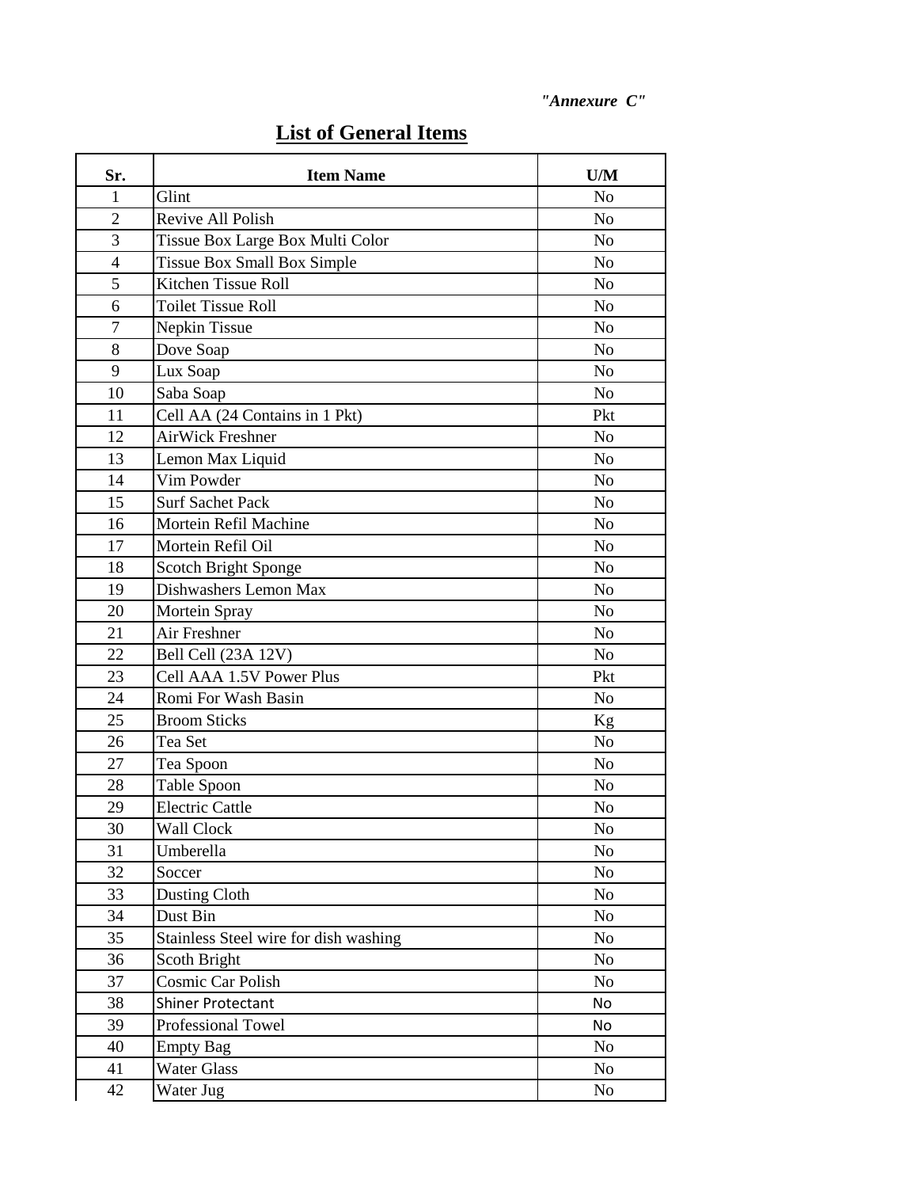*"Annexure C"*

## List of General Items

| Sr. | Item Name | U/M |
|---|---|---|
| 1 | Glint | No |
| 2 | Revive All Polish | No |
| 3 | Tissue Box Large Box Multi Color | No |
| 4 | Tissue Box Small Box Simple | No |
| 5 | Kitchen Tissue Roll | No |
| 6 | Toilet Tissue Roll | No |
| 7 | Nepkin Tissue | No |
| 8 | Dove Soap | No |
| 9 | Lux Soap | No |
| 10 | Saba Soap | No |
| 11 | Cell AA (24 Contains in 1 Pkt) | Pkt |
| 12 | AirWick Freshner | No |
| 13 | Lemon Max Liquid | No |
| 14 | Vim Powder | No |
| 15 | Surf Sachet Pack | No |
| 16 | Mortein Refil Machine | No |
| 17 | Mortein Refil Oil | No |
| 18 | Scotch Bright Sponge | No |
| 19 | Dishwashers Lemon Max | No |
| 20 | Mortein Spray | No |
| 21 | Air Freshner | No |
| 22 | Bell Cell (23A 12V) | No |
| 23 | Cell AAA 1.5V Power Plus | Pkt |
| 24 | Romi For Wash Basin | No |
| 25 | Broom Sticks | Kg |
| 26 | Tea Set | No |
| 27 | Tea Spoon | No |
| 28 | Table Spoon | No |
| 29 | Electric Cattle | No |
| 30 | Wall Clock | No |
| 31 | Umberella | No |
| 32 | Soccer | No |
| 33 | Dusting Cloth | No |
| 34 | Dust Bin | No |
| 35 | Stainless Steel wire for dish washing | No |
| 36 | Scoth Bright | No |
| 37 | Cosmic Car Polish | No |
| 38 | Shiner Protectant | No |
| 39 | Professional Towel | No |
| 40 | Empty Bag | No |
| 41 | Water Glass | No |
| 42 | Water Jug | No |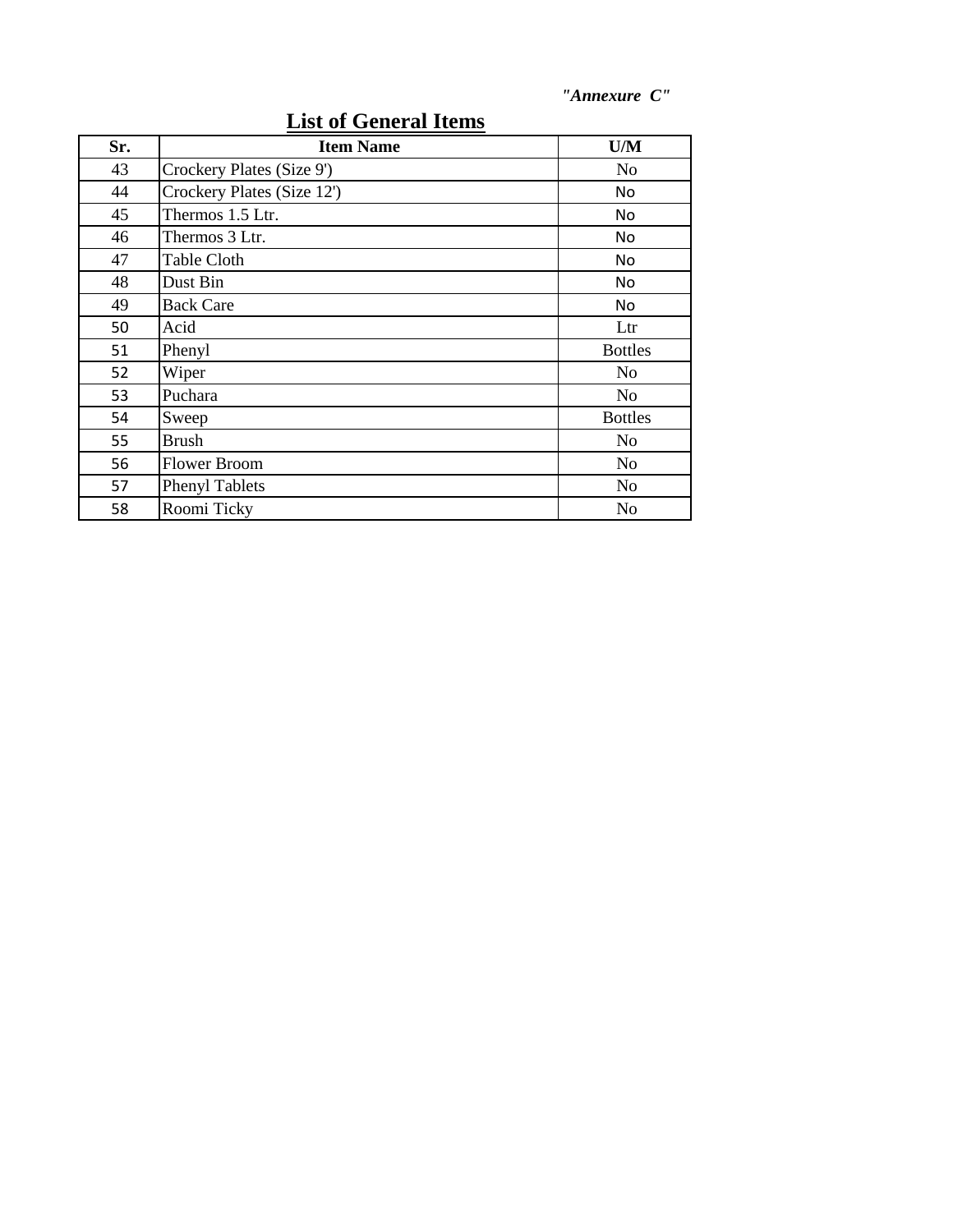*"Annexure C"*

## List of General Items

| Sr. | Item Name | U/M |
|---|---|---|
| 43 | Crockery Plates (Size 9') | No |
| 44 | Crockery Plates (Size 12') | No |
| 45 | Thermos 1.5 Ltr. | No |
| 46 | Thermos 3 Ltr. | No |
| 47 | Table Cloth | No |
| 48 | Dust Bin | No |
| 49 | Back Care | No |
| 50 | Acid | Ltr |
| 51 | Phenyl | Bottles |
| 52 | Wiper | No |
| 53 | Puchara | No |
| 54 | Sweep | Bottles |
| 55 | Brush | No |
| 56 | Flower Broom | No |
| 57 | Phenyl Tablets | No |
| 58 | Roomi Ticky | No |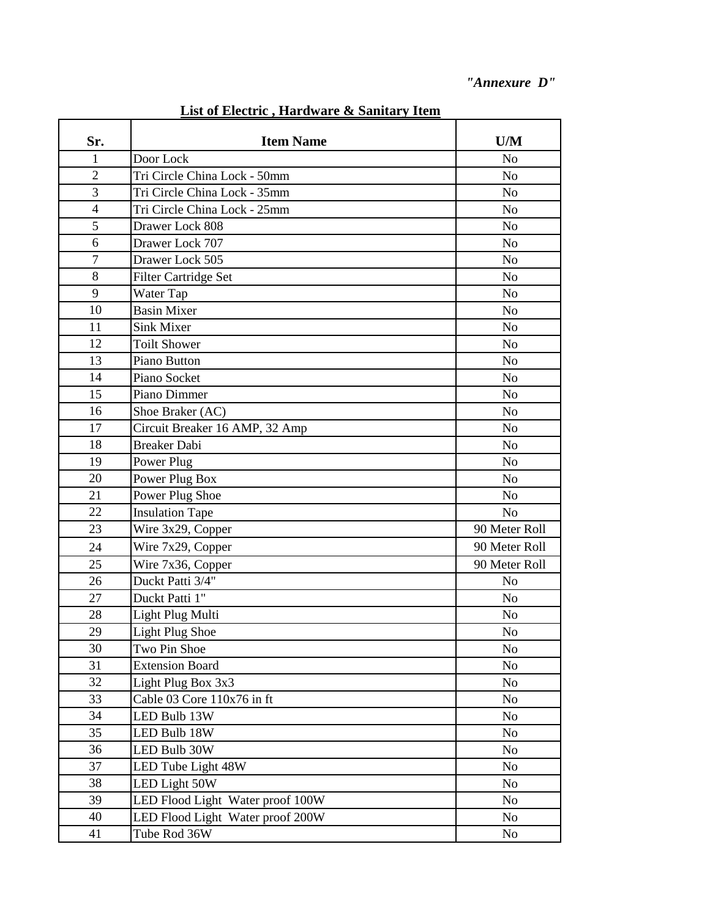*"Annexure D"*

**List of Electric , Hardware & Sanitary Item**

| Sr. | Item Name | U/M |
|---|---|---|
| 1 | Door Lock | No |
| 2 | Tri Circle China Lock - 50mm | No |
| 3 | Tri Circle China Lock - 35mm | No |
| 4 | Tri Circle China Lock - 25mm | No |
| 5 | Drawer Lock 808 | No |
| 6 | Drawer Lock 707 | No |
| 7 | Drawer Lock 505 | No |
| 8 | Filter Cartridge Set | No |
| 9 | Water Tap | No |
| 10 | Basin Mixer | No |
| 11 | Sink Mixer | No |
| 12 | Toilt Shower | No |
| 13 | Piano Button | No |
| 14 | Piano Socket | No |
| 15 | Piano Dimmer | No |
| 16 | Shoe Braker (AC) | No |
| 17 | Circuit Breaker 16 AMP, 32 Amp | No |
| 18 | Breaker Dabi | No |
| 19 | Power Plug | No |
| 20 | Power Plug Box | No |
| 21 | Power Plug Shoe | No |
| 22 | Insulation Tape | No |
| 23 | Wire 3x29, Copper | 90 Meter Roll |
| 24 | Wire 7x29, Copper | 90 Meter Roll |
| 25 | Wire 7x36, Copper | 90 Meter Roll |
| 26 | Duckt Patti 3/4" | No |
| 27 | Duckt Patti 1" | No |
| 28 | Light Plug Multi | No |
| 29 | Light Plug Shoe | No |
| 30 | Two Pin Shoe | No |
| 31 | Extension Board | No |
| 32 | Light Plug Box 3x3 | No |
| 33 | Cable 03 Core 110x76 in ft | No |
| 34 | LED Bulb 13W | No |
| 35 | LED Bulb 18W | No |
| 36 | LED Bulb 30W | No |
| 37 | LED Tube Light 48W | No |
| 38 | LED Light 50W | No |
| 39 | LED Flood Light Water proof 100W | No |
| 40 | LED Flood Light Water proof 200W | No |
| 41 | Tube Rod 36W | No |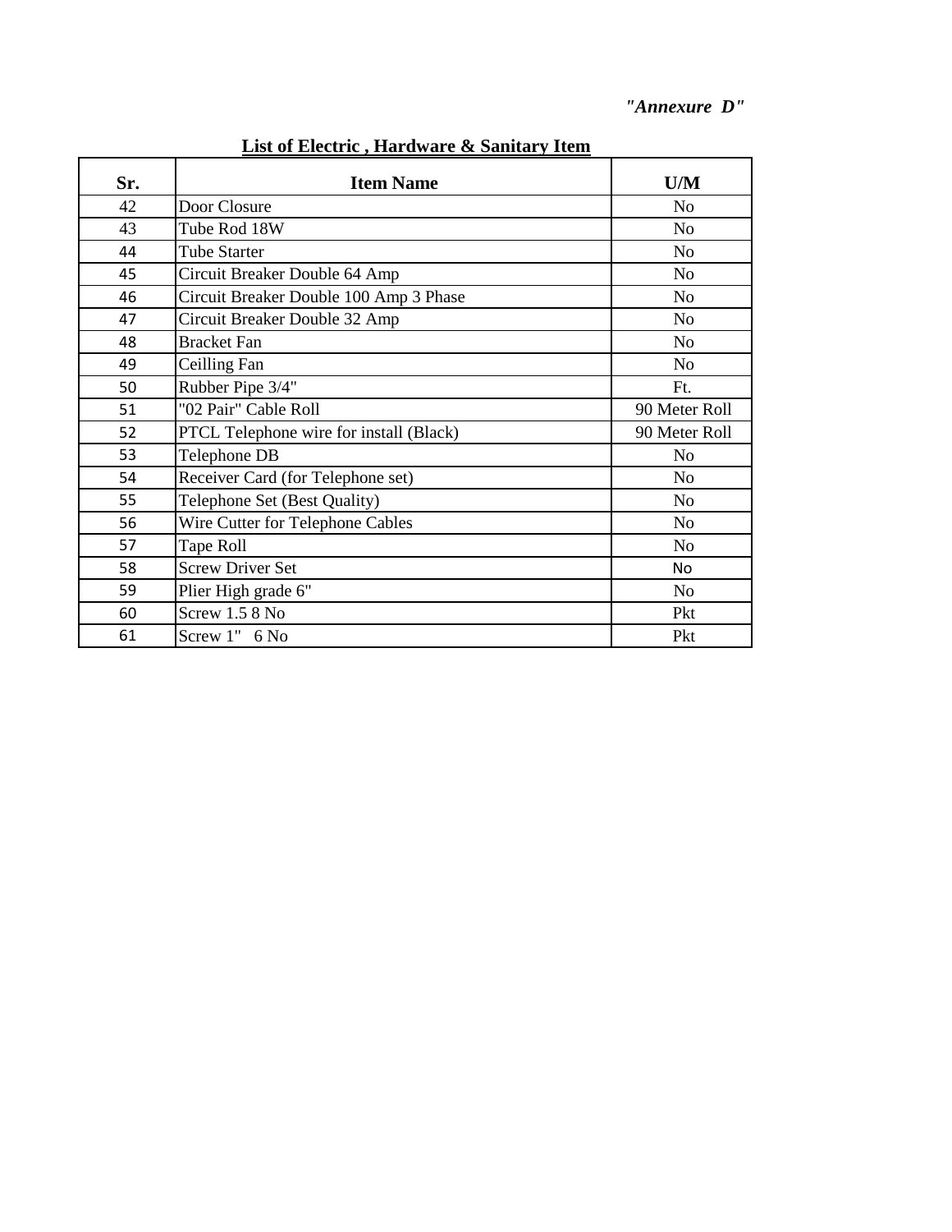*"Annexure D"*

**List of Electric , Hardware & Sanitary Item**

| Sr. | Item Name | U/M |
|---|---|---|
| 42 | Door Closure | No |
| 43 | Tube Rod 18W | No |
| 44 | Tube Starter | No |
| 45 | Circuit Breaker Double 64 Amp | No |
| 46 | Circuit Breaker Double 100 Amp 3 Phase | No |
| 47 | Circuit Breaker Double 32 Amp | No |
| 48 | Bracket Fan | No |
| 49 | Ceilling Fan | No |
| 50 | Rubber Pipe 3/4" | Ft. |
| 51 | "02 Pair" Cable Roll | 90 Meter Roll |
| 52 | PTCL Telephone wire for install (Black) | 90 Meter Roll |
| 53 | Telephone DB | No |
| 54 | Receiver Card (for Telephone set) | No |
| 55 | Telephone Set (Best Quality) | No |
| 56 | Wire Cutter for Telephone Cables | No |
| 57 | Tape Roll | No |
| 58 | Screw Driver Set | No |
| 59 | Plier High grade 6" | No |
| 60 | Screw 1.5 8 No | Pkt |
| 61 | Screw 1" 6 No | Pkt |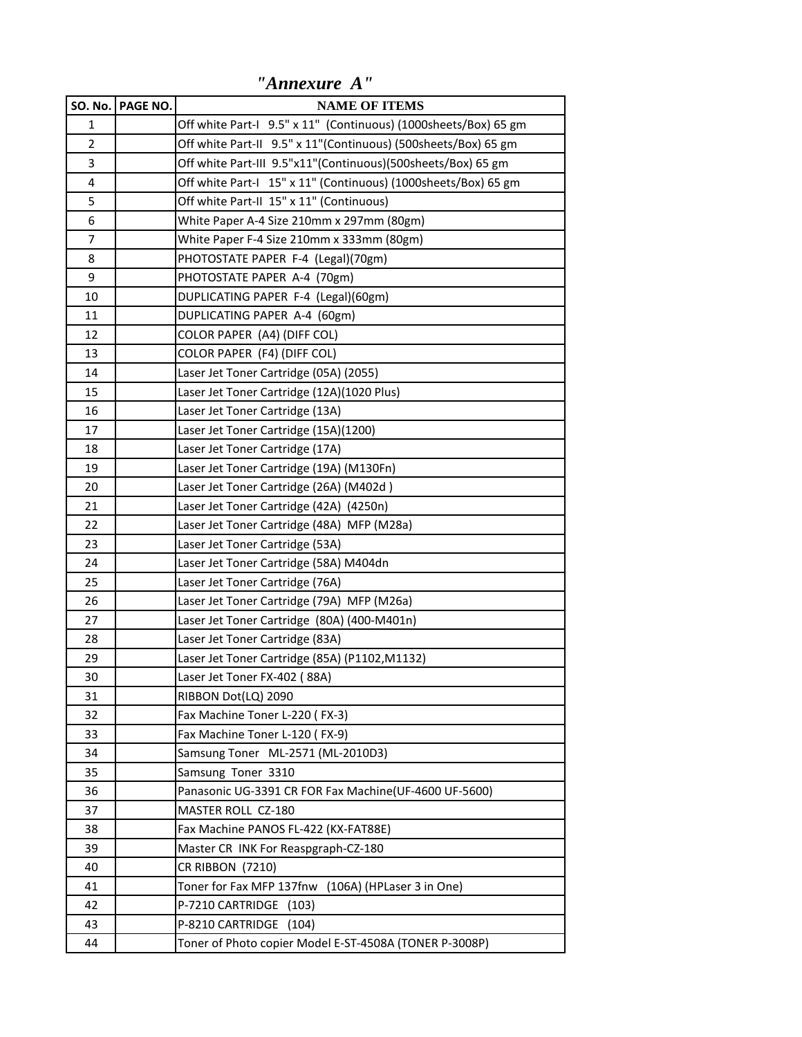*"Annexure A"*

| SO. No. | PAGE NO. | NAME OF ITEMS |
|---|---|---|
| 1 | | Off white Part-I 9.5" x 11" (Continuous) (1000sheets/Box) 65 gm |
| 2 | | Off white Part-II 9.5" x 11"(Continuous) (500sheets/Box) 65 gm |
| 3 | | Off white Part-III 9.5"x11"(Continuous)(500sheets/Box) 65 gm |
| 4 | | Off white Part-I 15" x 11" (Continuous) (1000sheets/Box) 65 gm |
| 5 | | Off white Part-II 15" x 11" (Continuous) |
| 6 | | White Paper A-4 Size 210mm x 297mm (80gm) |
| 7 | | White Paper F-4 Size 210mm x 333mm (80gm) |
| 8 | | PHOTOSTATE PAPER F-4 (Legal)(70gm) |
| 9 | | PHOTOSTATE PAPER A-4 (70gm) |
| 10 | | DUPLICATING PAPER F-4 (Legal)(60gm) |
| 11 | | DUPLICATING PAPER A-4 (60gm) |
| 12 | | COLOR PAPER (A4) (DIFF COL) |
| 13 | | COLOR PAPER (F4) (DIFF COL) |
| 14 | | Laser Jet Toner Cartridge (05A) (2055) |
| 15 | | Laser Jet Toner Cartridge (12A)(1020 Plus) |
| 16 | | Laser Jet Toner Cartridge (13A) |
| 17 | | Laser Jet Toner Cartridge (15A)(1200) |
| 18 | | Laser Jet Toner Cartridge (17A) |
| 19 | | Laser Jet Toner Cartridge (19A) (M130Fn) |
| 20 | | Laser Jet Toner Cartridge (26A) (M402d ) |
| 21 | | Laser Jet Toner Cartridge (42A) (4250n) |
| 22 | | Laser Jet Toner Cartridge (48A) MFP (M28a) |
| 23 | | Laser Jet Toner Cartridge (53A) |
| 24 | | Laser Jet Toner Cartridge (58A) M404dn |
| 25 | | Laser Jet Toner Cartridge (76A) |
| 26 | | Laser Jet Toner Cartridge (79A) MFP (M26a) |
| 27 | | Laser Jet Toner Cartridge (80A) (400-M401n) |
| 28 | | Laser Jet Toner Cartridge (83A) |
| 29 | | Laser Jet Toner Cartridge (85A) (P1102,M1132) |
| 30 | | Laser Jet Toner FX-402 ( 88A) |
| 31 | | RIBBON Dot(LQ) 2090 |
| 32 | | Fax Machine Toner L-220 ( FX-3) |
| 33 | | Fax Machine Toner L-120 ( FX-9) |
| 34 | | Samsung Toner ML-2571 (ML-2010D3) |
| 35 | | Samsung Toner 3310 |
| 36 | | Panasonic UG-3391 CR FOR Fax Machine(UF-4600 UF-5600) |
| 37 | | MASTER ROLL CZ-180 |
| 38 | | Fax Machine PANOS FL-422 (KX-FAT88E) |
| 39 | | Master CR INK For Reaspgraph-CZ-180 |
| 40 | | CR RIBBON (7210) |
| 41 | | Toner for Fax MFP 137fnw (106A) (HPLaser 3 in One) |
| 42 | | P-7210 CARTRIDGE (103) |
| 43 | | P-8210 CARTRIDGE (104) |
| 44 | | Toner of Photo copier Model E-ST-4508A (TONER P-3008P) |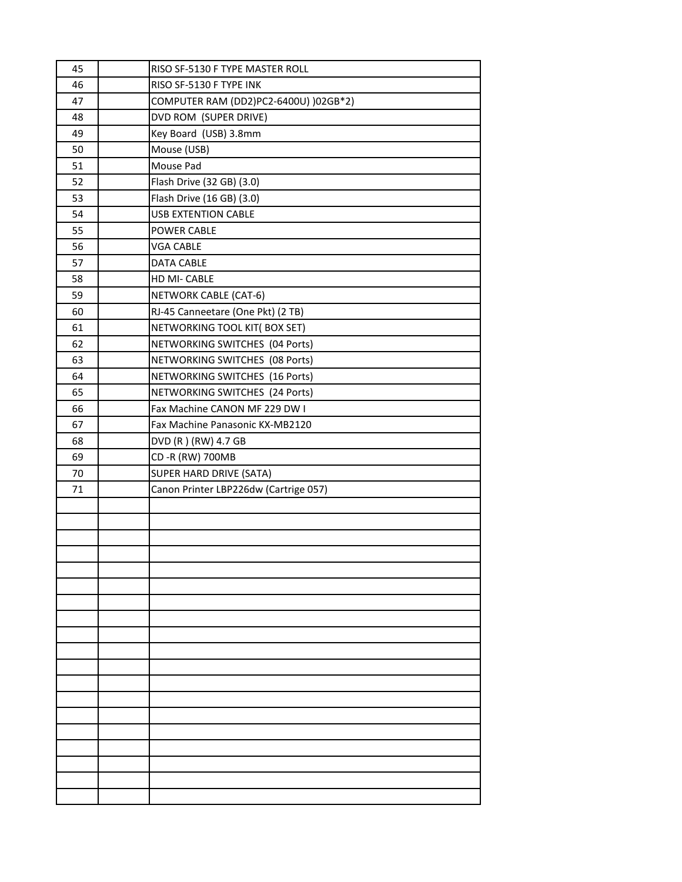| | | |
|---|---|---|
| 45 | | RISO SF-5130 F TYPE MASTER ROLL |
| 46 | | RISO SF-5130 F TYPE INK |
| 47 | | COMPUTER RAM (DD2)PC2-6400U) )02GB*2) |
| 48 | | DVD ROM (SUPER DRIVE) |
| 49 | | Key Board (USB) 3.8mm |
| 50 | | Mouse (USB) |
| 51 | | Mouse Pad |
| 52 | | Flash Drive (32 GB) (3.0) |
| 53 | | Flash Drive (16 GB) (3.0) |
| 54 | | USB EXTENTION CABLE |
| 55 | | POWER CABLE |
| 56 | | VGA CABLE |
| 57 | | DATA CABLE |
| 58 | | HD MI- CABLE |
| 59 | | NETWORK CABLE (CAT-6) |
| 60 | | RJ-45 Canneetare (One Pkt) (2 TB) |
| 61 | | NETWORKING TOOL KIT( BOX SET) |
| 62 | | NETWORKING SWITCHES (04 Ports) |
| 63 | | NETWORKING SWITCHES (08 Ports) |
| 64 | | NETWORKING SWITCHES (16 Ports) |
| 65 | | NETWORKING SWITCHES (24 Ports) |
| 66 | | Fax Machine CANON MF 229 DW I |
| 67 | | Fax Machine Panasonic KX-MB2120 |
| 68 | | DVD (R ) (RW) 4.7 GB |
| 69 | | CD -R (RW) 700MB |
| 70 | | SUPER HARD DRIVE (SATA) |
| 71 | | Canon Printer LBP226dw (Cartrige 057) |
| | | |
| | | |
| | | |
| | | |
| | | |
| | | |
| | | |
| | | |
| | | |
| | | |
| | | |
| | | |
| | | |
| | | |
| | | |
| | | |
| | | |
| | | |
| | | |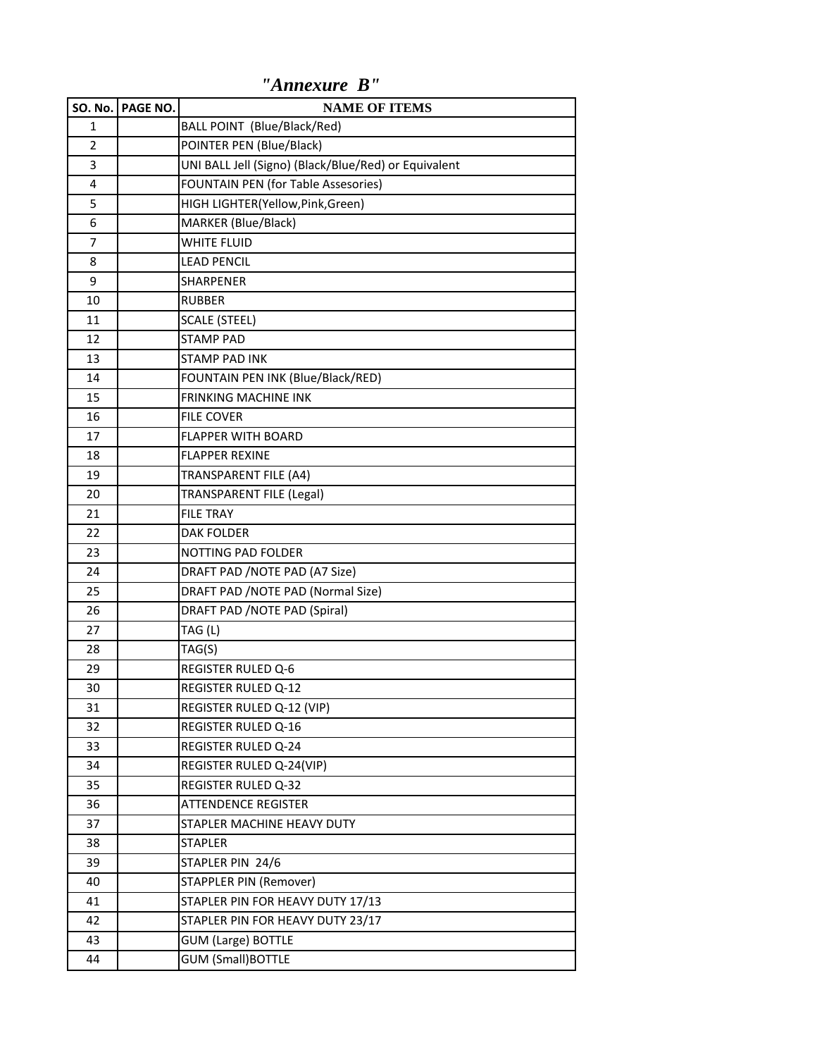# *"Annexure B"*

| SO. No. | PAGE NO. | NAME OF ITEMS |
|---|---|---|
| 1 | | BALL POINT (Blue/Black/Red) |
| 2 | | POINTER PEN (Blue/Black) |
| 3 | | UNI BALL Jell (Signo) (Black/Blue/Red) or Equivalent |
| 4 | | FOUNTAIN PEN (for Table Assesories) |
| 5 | | HIGH LIGHTER(Yellow,Pink,Green) |
| 6 | | MARKER (Blue/Black) |
| 7 | | WHITE FLUID |
| 8 | | LEAD PENCIL |
| 9 | | SHARPENER |
| 10 | | RUBBER |
| 11 | | SCALE (STEEL) |
| 12 | | STAMP PAD |
| 13 | | STAMP PAD INK |
| 14 | | FOUNTAIN PEN INK (Blue/Black/RED) |
| 15 | | FRINKING MACHINE INK |
| 16 | | FILE COVER |
| 17 | | FLAPPER WITH BOARD |
| 18 | | FLAPPER REXINE |
| 19 | | TRANSPARENT FILE (A4) |
| 20 | | TRANSPARENT FILE (Legal) |
| 21 | | FILE TRAY |
| 22 | | DAK FOLDER |
| 23 | | NOTTING PAD FOLDER |
| 24 | | DRAFT PAD /NOTE PAD (A7 Size) |
| 25 | | DRAFT PAD /NOTE PAD (Normal Size) |
| 26 | | DRAFT PAD /NOTE PAD (Spiral) |
| 27 | | TAG (L) |
| 28 | | TAG(S) |
| 29 | | REGISTER RULED Q-6 |
| 30 | | REGISTER RULED Q-12 |
| 31 | | REGISTER RULED Q-12 (VIP) |
| 32 | | REGISTER RULED Q-16 |
| 33 | | REGISTER RULED Q-24 |
| 34 | | REGISTER RULED Q-24(VIP) |
| 35 | | REGISTER RULED Q-32 |
| 36 | | ATTENDENCE REGISTER |
| 37 | | STAPLER MACHINE HEAVY DUTY |
| 38 | | STAPLER |
| 39 | | STAPLER PIN 24/6 |
| 40 | | STAPPLER PIN (Remover) |
| 41 | | STAPLER PIN FOR HEAVY DUTY 17/13 |
| 42 | | STAPLER PIN FOR HEAVY DUTY 23/17 |
| 43 | | GUM (Large) BOTTLE |
| 44 | | GUM (Small)BOTTLE |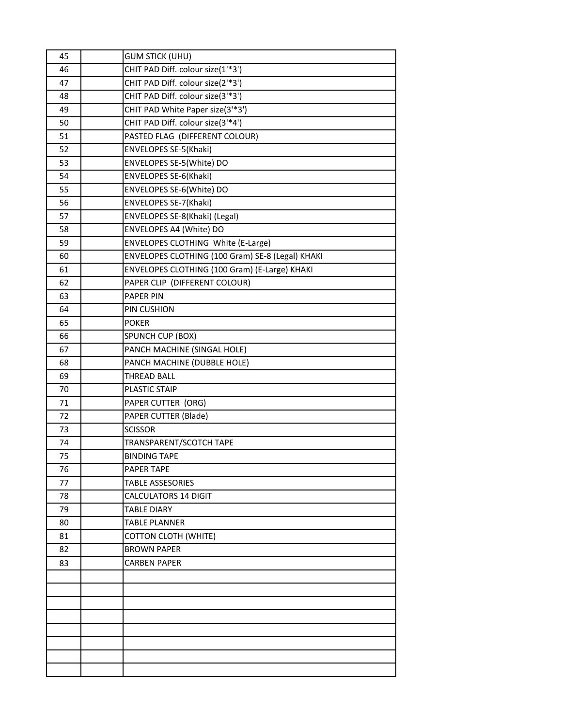| | | |
|---|---|---|
| 45 | | GUM STICK (UHU) |
| 46 | | CHIT PAD Diff. colour size(1'*3') |
| 47 | | CHIT PAD Diff. colour size(2'*3') |
| 48 | | CHIT PAD Diff. colour size(3'*3') |
| 49 | | CHIT PAD White Paper size(3'*3') |
| 50 | | CHIT PAD Diff. colour size(3'*4') |
| 51 | | PASTED FLAG (DIFFERENT COLOUR) |
| 52 | | ENVELOPES SE-5(Khaki) |
| 53 | | ENVELOPES SE-5(White) DO |
| 54 | | ENVELOPES SE-6(Khaki) |
| 55 | | ENVELOPES SE-6(White) DO |
| 56 | | ENVELOPES SE-7(Khaki) |
| 57 | | ENVELOPES SE-8(Khaki) (Legal) |
| 58 | | ENVELOPES A4 (White) DO |
| 59 | | ENVELOPES CLOTHING White (E-Large) |
| 60 | | ENVELOPES CLOTHING (100 Gram) SE-8 (Legal) KHAKI |
| 61 | | ENVELOPES CLOTHING (100 Gram) (E-Large) KHAKI |
| 62 | | PAPER CLIP (DIFFERENT COLOUR) |
| 63 | | PAPER PIN |
| 64 | | PIN CUSHION |
| 65 | | POKER |
| 66 | | SPUNCH CUP (BOX) |
| 67 | | PANCH MACHINE (SINGAL HOLE) |
| 68 | | PANCH MACHINE (DUBBLE HOLE) |
| 69 | | THREAD BALL |
| 70 | | PLASTIC STAIP |
| 71 | | PAPER CUTTER (ORG) |
| 72 | | PAPER CUTTER (Blade) |
| 73 | | SCISSOR |
| 74 | | TRANSPARENT/SCOTCH TAPE |
| 75 | | BINDING TAPE |
| 76 | | PAPER TAPE |
| 77 | | TABLE ASSESORIES |
| 78 | | CALCULATORS 14 DIGIT |
| 79 | | TABLE DIARY |
| 80 | | TABLE PLANNER |
| 81 | | COTTON CLOTH (WHITE) |
| 82 | | BROWN PAPER |
| 83 | | CARBEN PAPER |
| | | |
| | | |
| | | |
| | | |
| | | |
| | | |
| | | |
| | | |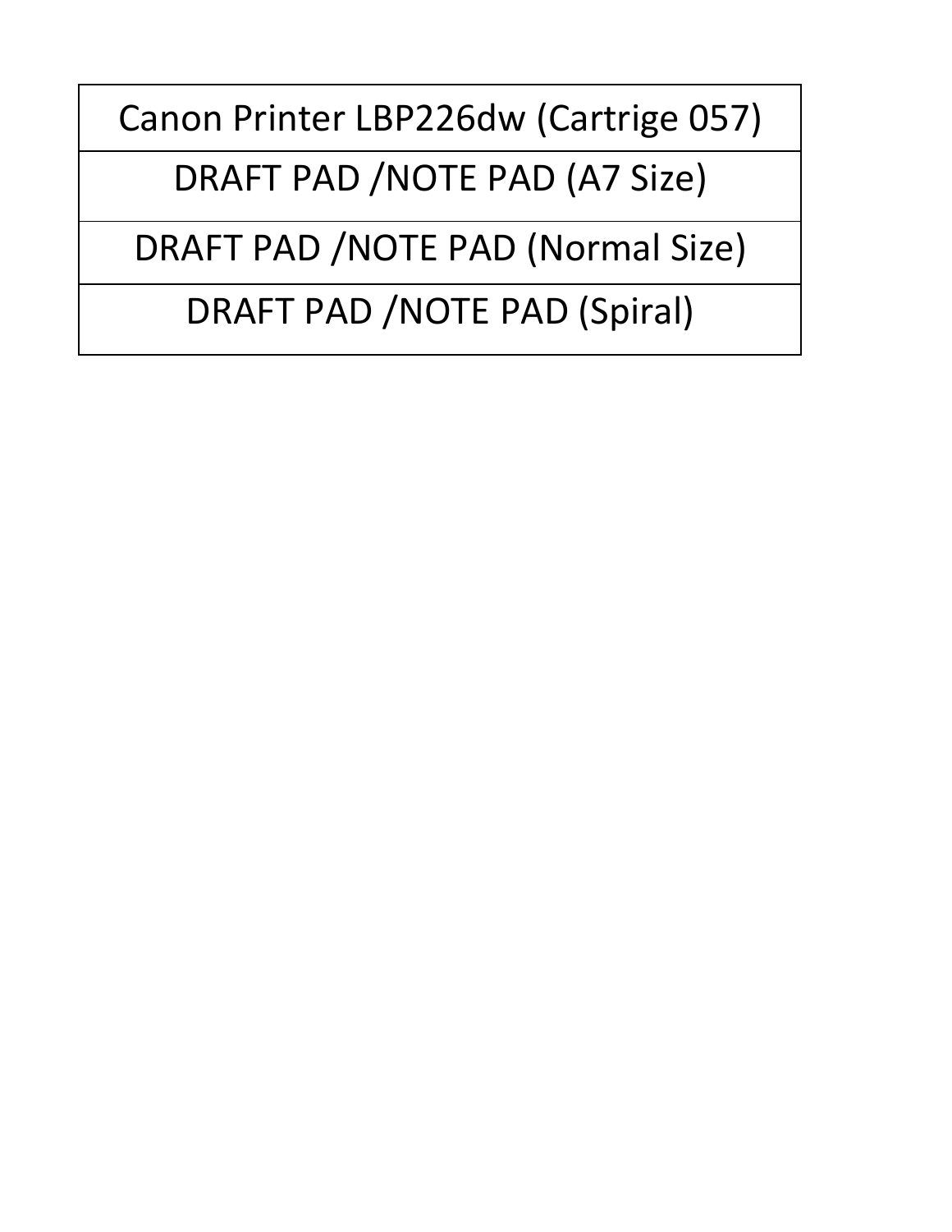| Canon Printer LBP226dw (Cartrige 057) |
| --- |
| DRAFT PAD /NOTE PAD (A7 Size) |
| DRAFT PAD /NOTE PAD (Normal Size) |
| DRAFT PAD /NOTE PAD (Spiral) |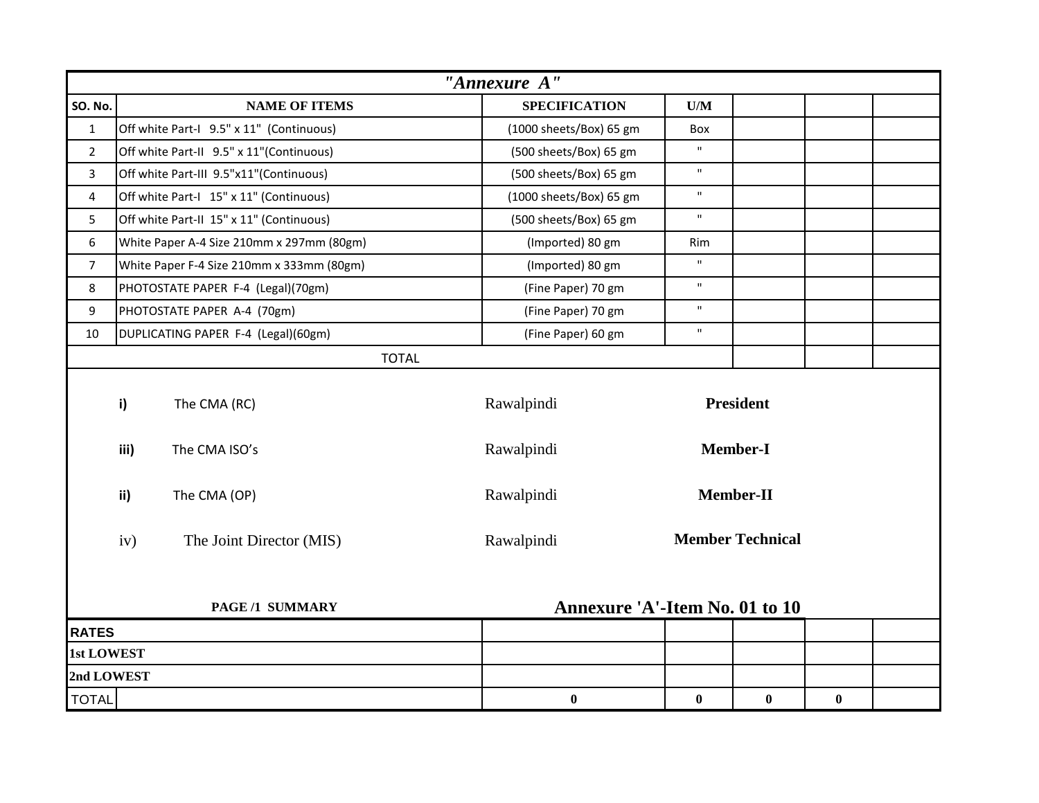| "Annexure A" | | | | | | |
|---|---|---|---|---|---|---|
| **SO. No.** | **NAME OF ITEMS** | **SPECIFICATION** | **U/M** | | | |
| 1 | Off white Part-I 9.5" x 11" (Continuous) | (1000 sheets/Box) 65 gm | Box | | | |
| 2 | Off white Part-II 9.5" x 11"(Continuous) | (500 sheets/Box) 65 gm | " | | | |
| 3 | Off white Part-III 9.5"x11"(Continuous) | (500 sheets/Box) 65 gm | " | | | |
| 4 | Off white Part-I 15" x 11" (Continuous) | (1000 sheets/Box) 65 gm | " | | | |
| 5 | Off white Part-II 15" x 11" (Continuous) | (500 sheets/Box) 65 gm | " | | | |
| 6 | White Paper A-4 Size 210mm x 297mm (80gm) | (Imported) 80 gm | Rim | | | |
| 7 | White Paper F-4 Size 210mm x 333mm (80gm) | (Imported) 80 gm | " | | | |
| 8 | PHOTOSTATE PAPER F-4 (Legal)(70gm) | (Fine Paper) 70 gm | " | | | |
| 9 | PHOTOSTATE PAPER A-4 (70gm) | (Fine Paper) 70 gm | " | | | |
| 10 | DUPLICATING PAPER F-4 (Legal)(60gm) | (Fine Paper) 60 gm | " | | | |
| TOTAL | | | | | | |

| | | | |
|---|---|---|---|
| **i)** | The CMA (RC) | Rawalpindi | **President** |
| **iii)** | The CMA ISO's | Rawalpindi | **Member-I** |
| **ii)** | The CMA (OP) | Rawalpindi | **Member-II** |
| iv) | The Joint Director (MIS) | Rawalpindi | **Member Technical** |

**PAGE /1 SUMMARY** **Annexure 'A'-Item No. 01 to 10**

| | | | | | |
|---|---|---|---|---|---|
| **RATES** | | | | | |
| **1st LOWEST** | | | | | |
| **2nd LOWEST** | | | | | |
| TOTAL | **0** | **0** | **0** | **0** | |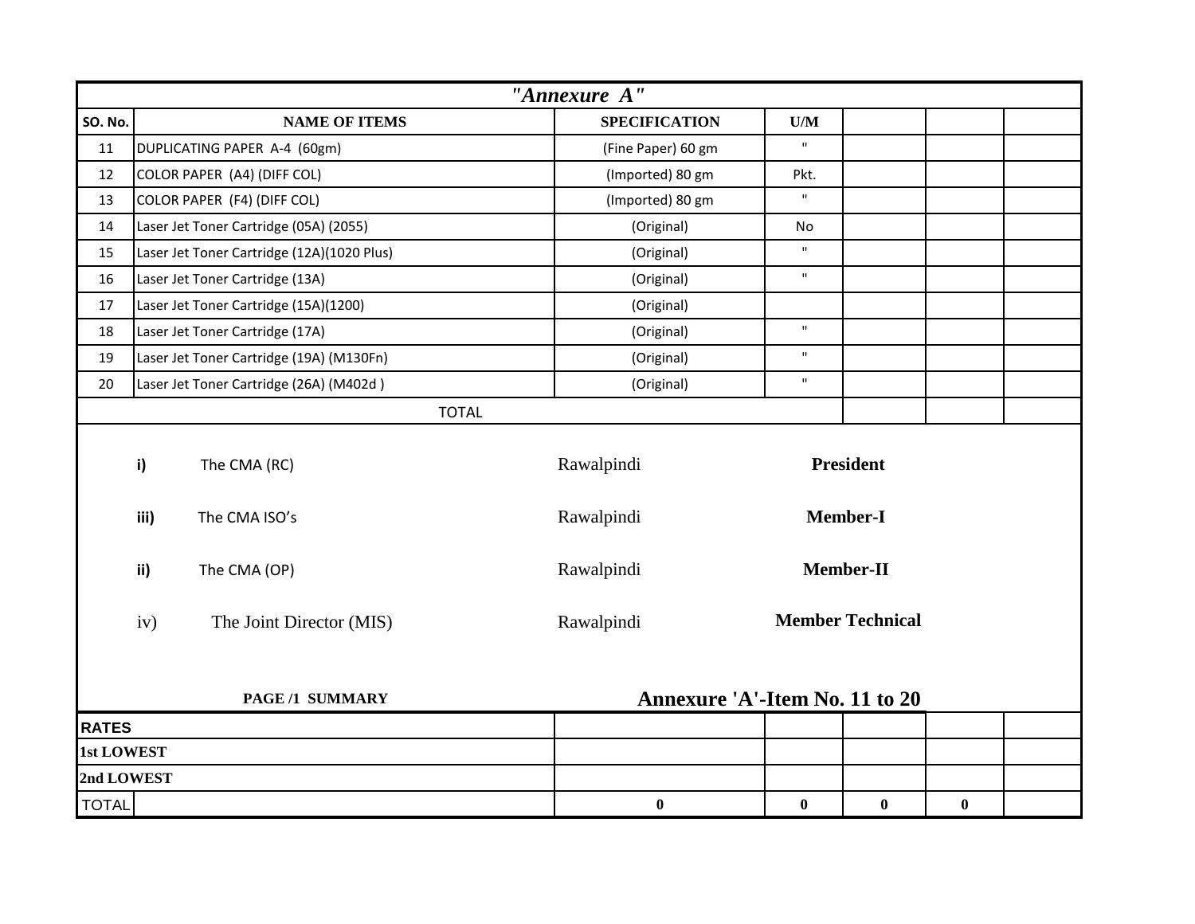| *"Annexure A"* | | | | | | |
|---|---|---|---|---|---|---|
| **SO. No.** | **NAME OF ITEMS** | **SPECIFICATION** | **U/M** | | | |
| 11 | DUPLICATING PAPER A-4 (60gm) | (Fine Paper) 60 gm | " | | | |
| 12 | COLOR PAPER (A4) (DIFF COL) | (Imported) 80 gm | Pkt. | | | |
| 13 | COLOR PAPER (F4) (DIFF COL) | (Imported) 80 gm | " | | | |
| 14 | Laser Jet Toner Cartridge (05A) (2055) | (Original) | No | | | |
| 15 | Laser Jet Toner Cartridge (12A)(1020 Plus) | (Original) | " | | | |
| 16 | Laser Jet Toner Cartridge (13A) | (Original) | " | | | |
| 17 | Laser Jet Toner Cartridge (15A)(1200) | (Original) | | | | |
| 18 | Laser Jet Toner Cartridge (17A) | (Original) | " | | | |
| 19 | Laser Jet Toner Cartridge (19A) (M130Fn) | (Original) | " | | | |
| 20 | Laser Jet Toner Cartridge (26A) (M402d ) | (Original) | " | | | |
| | TOTAL | | | | | |

| | | | |
|---|---|---|---|
| **i)** | The CMA (RC) | Rawalpindi | **President** |
| **iii)** | The CMA ISO's | Rawalpindi | **Member-I** |
| **ii)** | The CMA (OP) | Rawalpindi | **Member-II** |
| iv) | The Joint Director (MIS) | Rawalpindi | **Member Technical** |

**PAGE /1 SUMMARY** | **Annexure 'A'-Item No. 11 to 20**

| | | | | | |
|---|---|---|---|---|---|
| **RATES** | | | | | |
| **1st LOWEST** | | | | | |
| **2nd LOWEST** | | | | | |
| TOTAL | **0** | **0** | **0** | **0** | |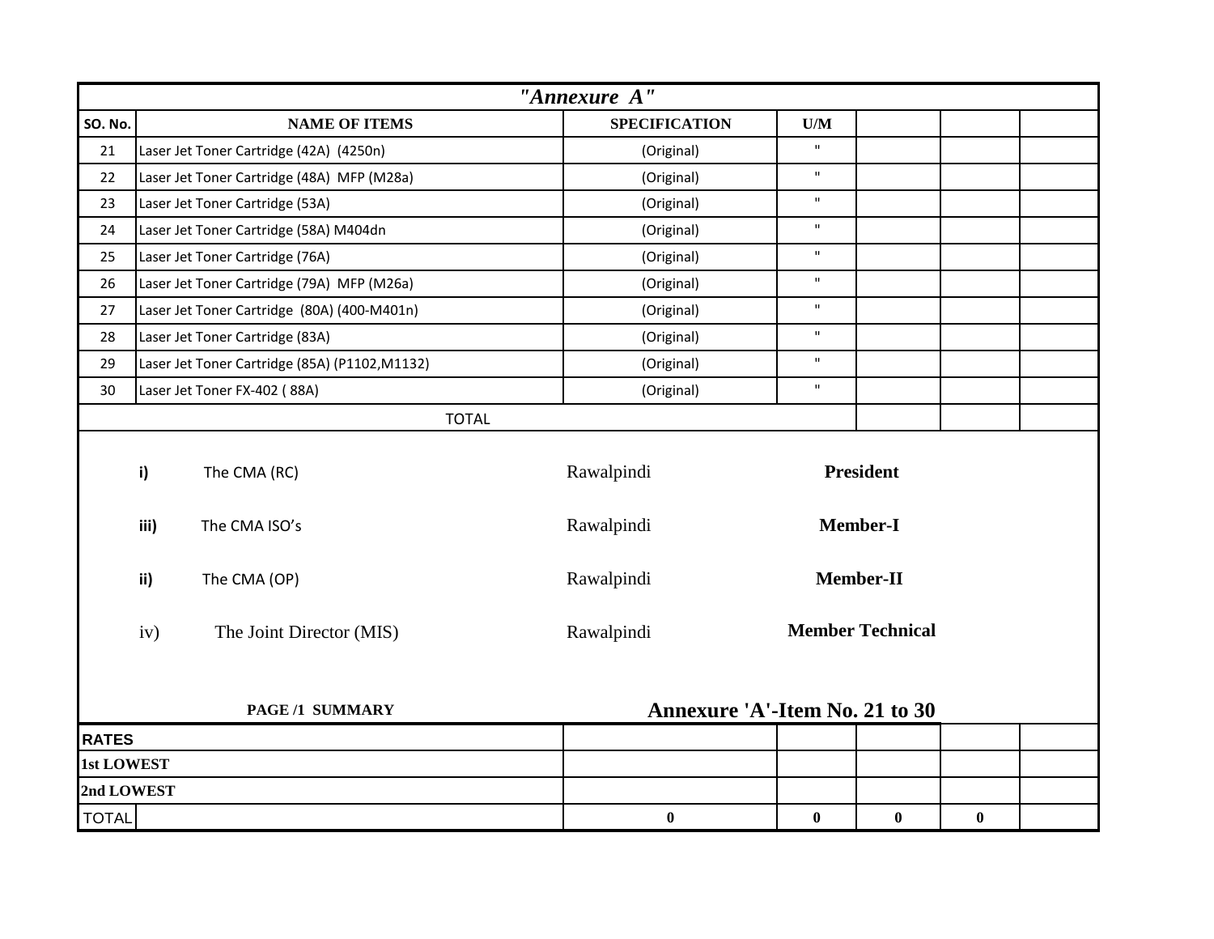| "Annexure A" | | | | | | |
|---|---|---|---|---|---|---|
| SO. No. | NAME OF ITEMS | SPECIFICATION | U/M | | | |
| 21 | Laser Jet Toner Cartridge (42A) (4250n) | (Original) | " | | | |
| 22 | Laser Jet Toner Cartridge (48A) MFP (M28a) | (Original) | " | | | |
| 23 | Laser Jet Toner Cartridge (53A) | (Original) | " | | | |
| 24 | Laser Jet Toner Cartridge (58A) M404dn | (Original) | " | | | |
| 25 | Laser Jet Toner Cartridge (76A) | (Original) | " | | | |
| 26 | Laser Jet Toner Cartridge (79A) MFP (M26a) | (Original) | " | | | |
| 27 | Laser Jet Toner Cartridge (80A) (400-M401n) | (Original) | " | | | |
| 28 | Laser Jet Toner Cartridge (83A) | (Original) | " | | | |
| 29 | Laser Jet Toner Cartridge (85A) (P1102,M1132) | (Original) | " | | | |
| 30 | Laser Jet Toner FX-402 ( 88A) | (Original) | " | | | |
| TOTAL | | | | | | |

| | | | |
|---|---|---|---|
| i) | The CMA (RC) | Rawalpindi | **President** |
| iii) | The CMA ISO's | Rawalpindi | **Member-I** |
| ii) | The CMA (OP) | Rawalpindi | **Member-II** |
| iv) | The Joint Director (MIS) | Rawalpindi | **Member Technical** |

**PAGE /1 SUMMARY** **Annexure 'A'-Item No. 21 to 30**

| | | | | | | |
|---|---|---|---|---|---|---|
| **RATES** | | | | | | |
| **1st LOWEST** | | | | | | |
| **2nd LOWEST** | | | | | | |
| TOTAL | | **0** | **0** | **0** | **0** | |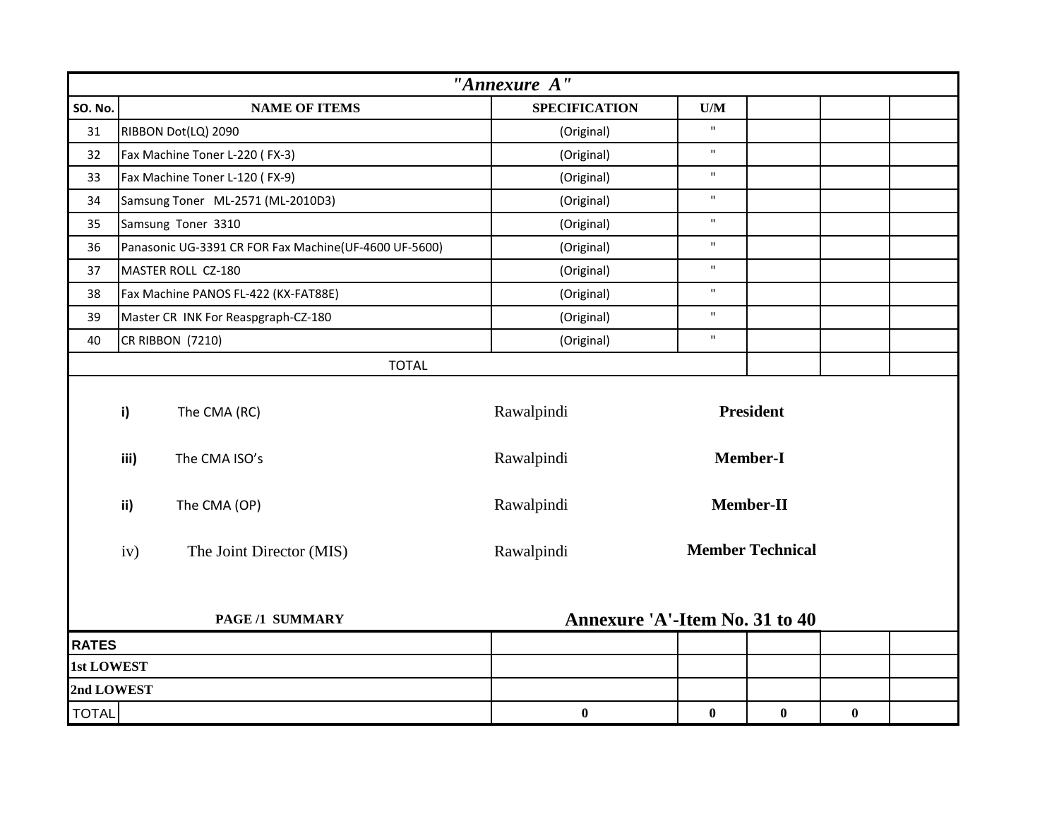| *"Annexure A"* | | | | | | |
|---|---|---|---|---|---|---|
| **SO. No.** | **NAME OF ITEMS** | **SPECIFICATION** | **U/M** | | | |
| 31 | RIBBON Dot(LQ) 2090 | (Original) | " | | | |
| 32 | Fax Machine Toner L-220 ( FX-3) | (Original) | " | | | |
| 33 | Fax Machine Toner L-120 ( FX-9) | (Original) | " | | | |
| 34 | Samsung Toner ML-2571 (ML-2010D3) | (Original) | " | | | |
| 35 | Samsung Toner 3310 | (Original) | " | | | |
| 36 | Panasonic UG-3391 CR FOR Fax Machine(UF-4600 UF-5600) | (Original) | " | | | |
| 37 | MASTER ROLL CZ-180 | (Original) | " | | | |
| 38 | Fax Machine PANOS FL-422 (KX-FAT88E) | (Original) | " | | | |
| 39 | Master CR INK For Reaspgraph-CZ-180 | (Original) | " | | | |
| 40 | CR RIBBON (7210) | (Original) | " | | | |
| | TOTAL | | | | | |

| | | | |
|---|---|---|---|
| **i)** | The CMA (RC) | Rawalpindi | **President** |
| **iii)** | The CMA ISO's | Rawalpindi | **Member-I** |
| **ii)** | The CMA (OP) | Rawalpindi | **Member-II** |
| iv) | The Joint Director (MIS) | Rawalpindi | **Member Technical** |

**PAGE /1 SUMMARY** — **Annexure 'A'-Item No. 31 to 40**

| | | | | | |
|---|---|---|---|---|---|
| **RATES** | | | | | |
| **1st LOWEST** | | | | | |
| **2nd LOWEST** | | | | | |
| TOTAL | **0** | **0** | **0** | **0** | |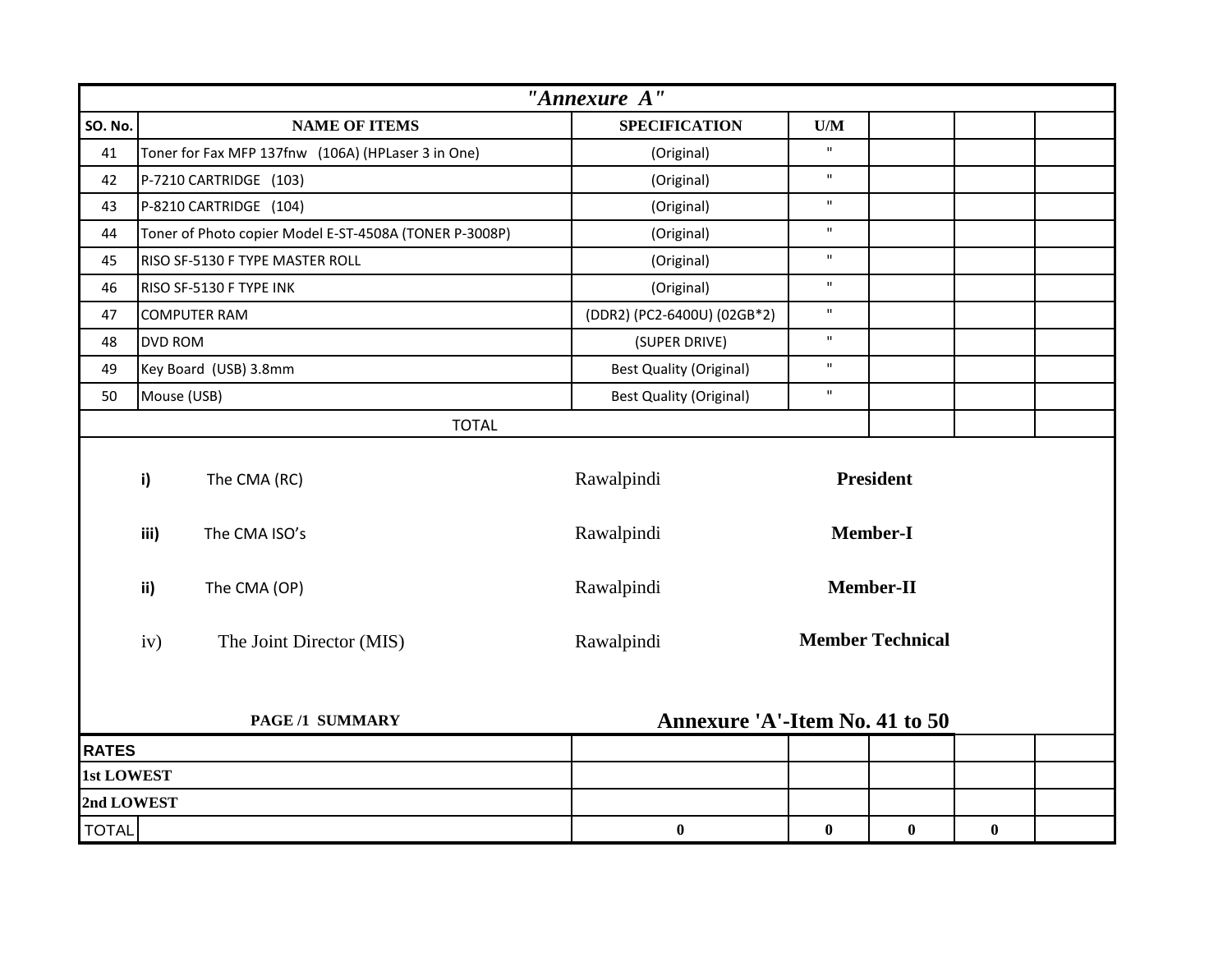| *"Annexure A"* | | | | | | |
|---|---|---|---|---|---|---|
| **SO. No.** | **NAME OF ITEMS** | **SPECIFICATION** | **U/M** | | | |
| 41 | Toner for Fax MFP 137fnw (106A) (HPLaser 3 in One) | (Original) | " | | | |
| 42 | P-7210 CARTRIDGE (103) | (Original) | " | | | |
| 43 | P-8210 CARTRIDGE (104) | (Original) | " | | | |
| 44 | Toner of Photo copier Model E-ST-4508A (TONER P-3008P) | (Original) | " | | | |
| 45 | RISO SF-5130 F TYPE MASTER ROLL | (Original) | " | | | |
| 46 | RISO SF-5130 F TYPE INK | (Original) | " | | | |
| 47 | COMPUTER RAM | (DDR2) (PC2-6400U) (02GB*2) | " | | | |
| 48 | DVD ROM | (SUPER DRIVE) | " | | | |
| 49 | Key Board (USB) 3.8mm | Best Quality (Original) | " | | | |
| 50 | Mouse (USB) | Best Quality (Original) | " | | | |
| TOTAL | | | | | | |

| | | | |
|---|---|---|---|
| **i)** | The CMA (RC) | Rawalpindi | **President** |
| **iii)** | The CMA ISO's | Rawalpindi | **Member-I** |
| **ii)** | The CMA (OP) | Rawalpindi | **Member-II** |
| iv) | The Joint Director (MIS) | Rawalpindi | **Member Technical** |

**PAGE /1 SUMMARY** **Annexure 'A'-Item No. 41 to 50**

| | | | | | |
|---|---|---|---|---|---|
| **RATES** | | | | | |
| **1st LOWEST** | | | | | |
| **2nd LOWEST** | | | | | |
| TOTAL | **0** | **0** | **0** | **0** | |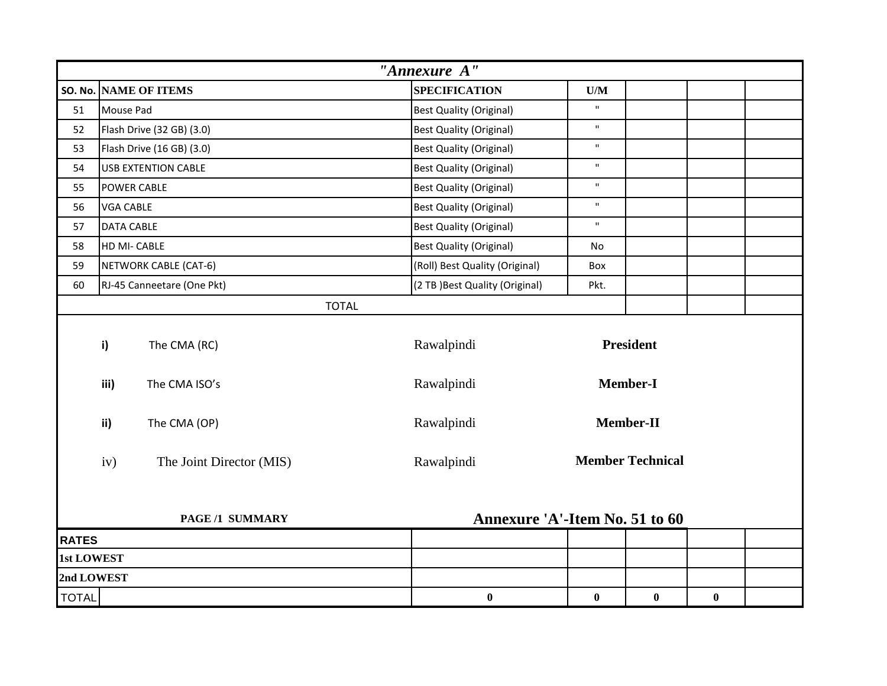| *"Annexure A"* | | | | | | |
|---|---|---|---|---|---|---|
| **SO. No.** | **NAME OF ITEMS** | **SPECIFICATION** | **U/M** | | | |
| 51 | Mouse Pad | Best Quality (Original) | " | | | |
| 52 | Flash Drive (32 GB) (3.0) | Best Quality (Original) | " | | | |
| 53 | Flash Drive (16 GB) (3.0) | Best Quality (Original) | " | | | |
| 54 | USB EXTENTION CABLE | Best Quality (Original) | " | | | |
| 55 | POWER CABLE | Best Quality (Original) | " | | | |
| 56 | VGA CABLE | Best Quality (Original) | " | | | |
| 57 | DATA CABLE | Best Quality (Original) | " | | | |
| 58 | HD MI- CABLE | Best Quality (Original) | No | | | |
| 59 | NETWORK CABLE (CAT-6) | (Roll) Best Quality (Original) | Box | | | |
| 60 | RJ-45 Canneetare (One Pkt) | (2 TB )Best Quality (Original) | Pkt. | | | |
| | TOTAL | | | | | |

| | | | |
|---|---|---|---|
| **i)** | The CMA (RC) | Rawalpindi | **President** |
| **iii)** | The CMA ISO's | Rawalpindi | **Member-I** |
| **ii)** | The CMA (OP) | Rawalpindi | **Member-II** |
| iv) | The Joint Director (MIS) | Rawalpindi | **Member Technical** |

**PAGE /1 SUMMARY** **Annexure 'A'-Item No. 51 to 60**

| | | | | | |
|---|---|---|---|---|---|
| **RATES** | | | | | |
| **1st LOWEST** | | | | | |
| **2nd LOWEST** | | | | | |
| TOTAL | **0** | **0** | **0** | **0** | |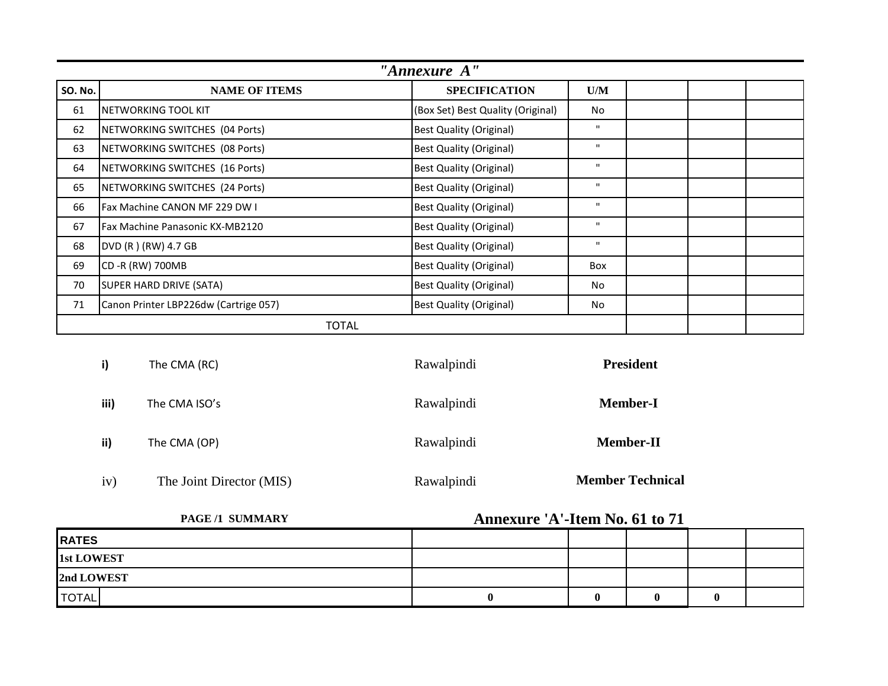## *"Annexure A"*

| SO. No. | NAME OF ITEMS | SPECIFICATION | U/M | | | |
|---|---|---|---|---|---|---|
| 61 | NETWORKING TOOL KIT | (Box Set) Best Quality (Original) | No | | | |
| 62 | NETWORKING SWITCHES (04 Ports) | Best Quality (Original) | " | | | |
| 63 | NETWORKING SWITCHES (08 Ports) | Best Quality (Original) | " | | | |
| 64 | NETWORKING SWITCHES (16 Ports) | Best Quality (Original) | " | | | |
| 65 | NETWORKING SWITCHES (24 Ports) | Best Quality (Original) | " | | | |
| 66 | Fax Machine CANON MF 229 DW I | Best Quality (Original) | " | | | |
| 67 | Fax Machine Panasonic KX-MB2120 | Best Quality (Original) | " | | | |
| 68 | DVD (R ) (RW) 4.7 GB | Best Quality (Original) | " | | | |
| 69 | CD -R (RW) 700MB | Best Quality (Original) | Box | | | |
| 70 | SUPER HARD DRIVE (SATA) | Best Quality (Original) | No | | | |
| 71 | Canon Printer LBP226dw (Cartrige 057) | Best Quality (Original) | No | | | |
| TOTAL | | | | | | |

| | | | |
|---|---|---|---|
| **i)** | The CMA (RC) | Rawalpindi | **President** |
| **iii)** | The CMA ISO's | Rawalpindi | **Member-I** |
| **ii)** | The CMA (OP) | Rawalpindi | **Member-II** |
| iv) | The Joint Director (MIS) | Rawalpindi | **Member Technical** |

**PAGE /1 SUMMARY** **Annexure 'A'-Item No. 61 to 71**

| | | | | | |
|---|---|---|---|---|---|
| **RATES** | | | | | |
| **1st LOWEST** | | | | | |
| **2nd LOWEST** | | | | | |
| TOTAL | **0** | **0** | **0** | **0** | |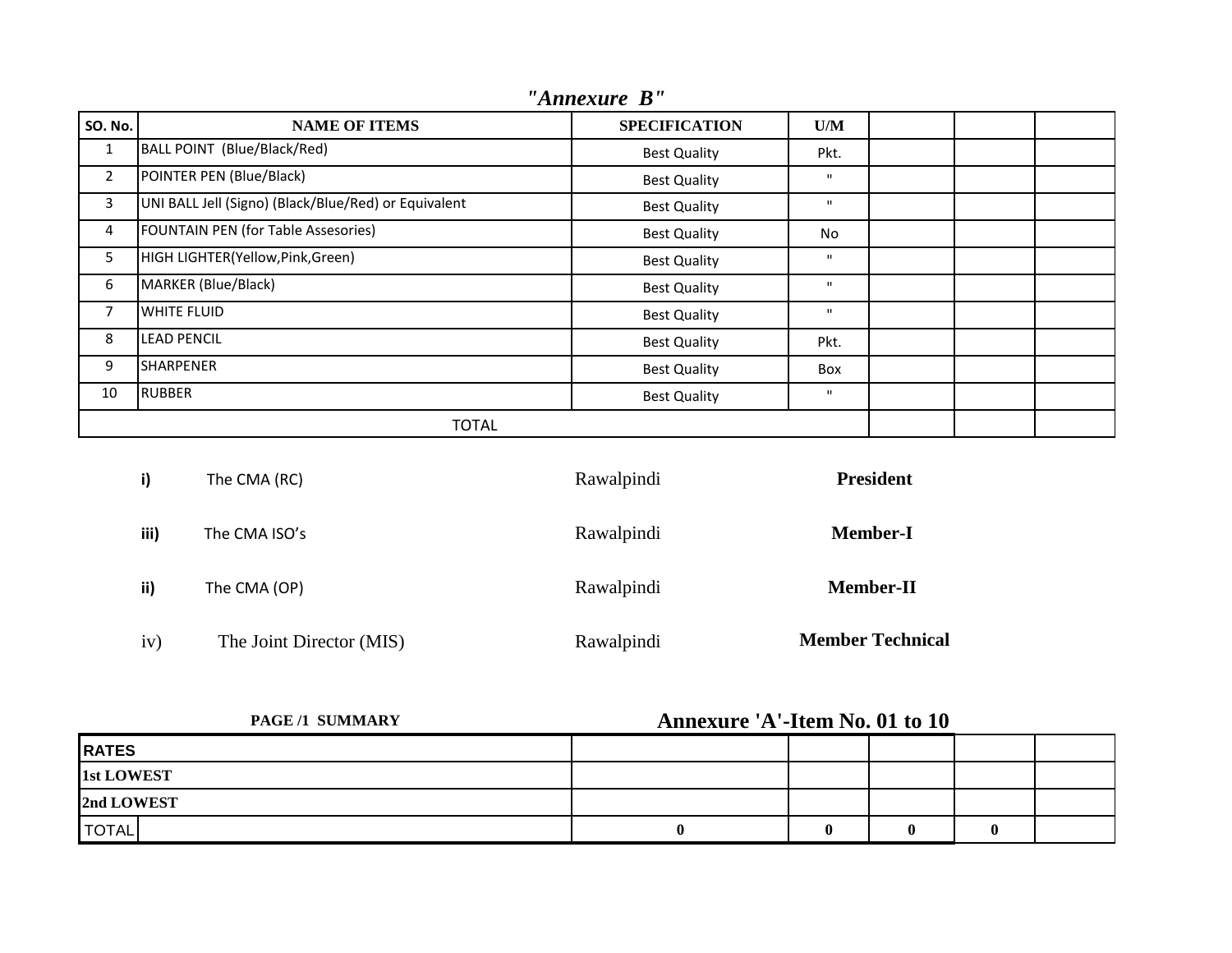*"Annexure B"*

| SO. No. | NAME OF ITEMS | SPECIFICATION | U/M | | | |
|---|---|---|---|---|---|---|
| 1 | BALL POINT (Blue/Black/Red) | Best Quality | Pkt. | | | |
| 2 | POINTER PEN (Blue/Black) | Best Quality | " | | | |
| 3 | UNI BALL Jell (Signo) (Black/Blue/Red) or Equivalent | Best Quality | " | | | |
| 4 | FOUNTAIN PEN (for Table Assesories) | Best Quality | No | | | |
| 5 | HIGH LIGHTER(Yellow,Pink,Green) | Best Quality | " | | | |
| 6 | MARKER (Blue/Black) | Best Quality | " | | | |
| 7 | WHITE FLUID | Best Quality | " | | | |
| 8 | LEAD PENCIL | Best Quality | Pkt. | | | |
| 9 | SHARPENER | Best Quality | Box | | | |
| 10 | RUBBER | Best Quality | " | | | |
| TOTAL | | | | | | |

| | | | |
|---|---|---|---|
| **i)** | The CMA (RC) | Rawalpindi | **President** |
| **iii)** | The CMA ISO's | Rawalpindi | **Member-I** |
| **ii)** | The CMA (OP) | Rawalpindi | **Member-II** |
| iv) | The Joint Director (MIS) | Rawalpindi | **Member Technical** |

**PAGE /1 SUMMARY** **Annexure 'A'-Item No. 01 to 10**

| RATES | | | | | | |
|---|---|---|---|---|---|---|
| **1st LOWEST** | | | | | | |
| **2nd LOWEST** | | | | | | |
| TOTAL | | **0** | **0** | **0** | **0** | |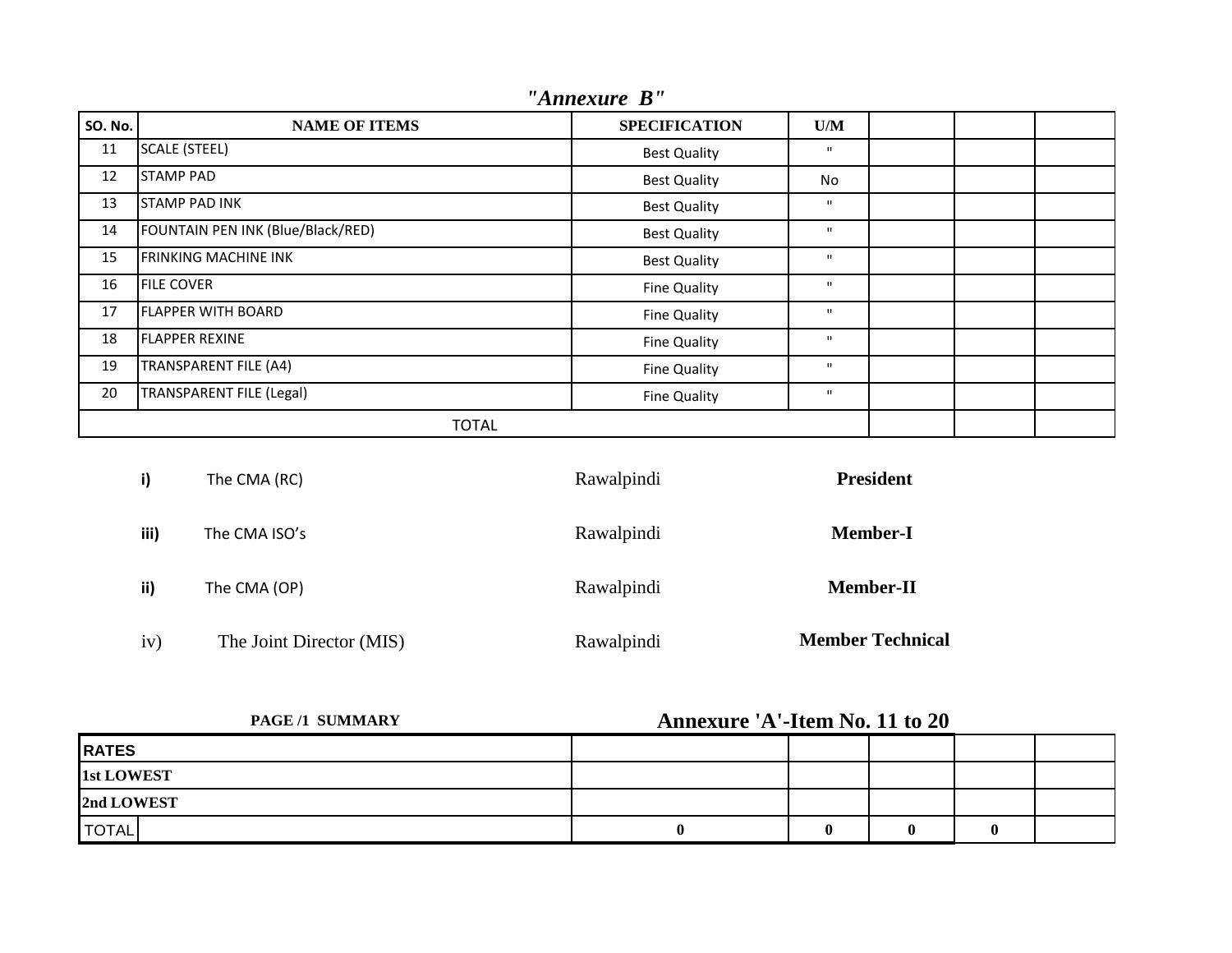## *"Annexure B"*

| SO. No. | NAME OF ITEMS | SPECIFICATION | U/M | | | |
|---|---|---|---|---|---|---|
| 11 | SCALE (STEEL) | Best Quality | " | | | |
| 12 | STAMP PAD | Best Quality | No | | | |
| 13 | STAMP PAD INK | Best Quality | " | | | |
| 14 | FOUNTAIN PEN INK (Blue/Black/RED) | Best Quality | " | | | |
| 15 | FRINKING MACHINE INK | Best Quality | " | | | |
| 16 | FILE COVER | Fine Quality | " | | | |
| 17 | FLAPPER WITH BOARD | Fine Quality | " | | | |
| 18 | FLAPPER REXINE | Fine Quality | " | | | |
| 19 | TRANSPARENT FILE (A4) | Fine Quality | " | | | |
| 20 | TRANSPARENT FILE (Legal) | Fine Quality | " | | | |
| TOTAL | | | | | | |

**i)** The CMA (RC) Rawalpindi **President**

**iii)** The CMA ISO's Rawalpindi **Member-I**

**ii)** The CMA (OP) Rawalpindi **Member-II**

iv) The Joint Director (MIS) Rawalpindi **Member Technical**

**PAGE /1 SUMMARY**

## Annexure 'A'-Item No. 11 to 20

| **RATES** | | | | | | |
|---|---|---|---|---|---|---|
| **1st LOWEST** | | | | | | |
| **2nd LOWEST** | | | | | | |
| TOTAL | | **0** | **0** | **0** | **0** | |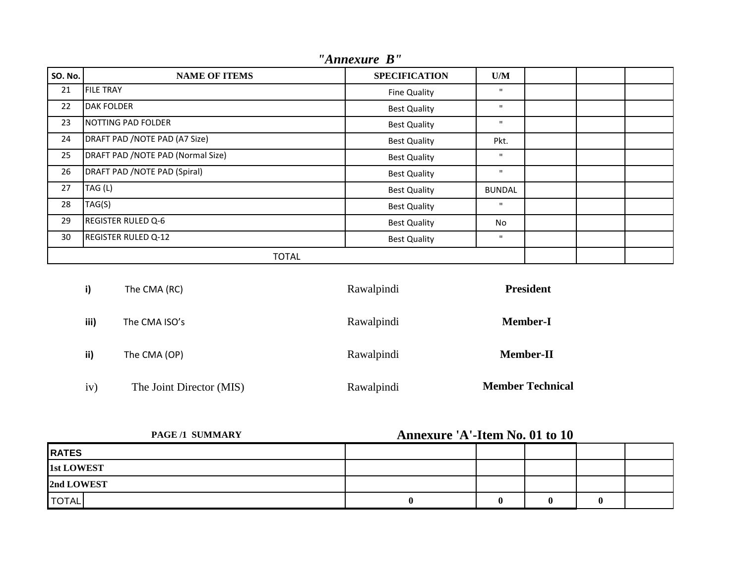## *"Annexure B"*

| SO. No. | NAME OF ITEMS | SPECIFICATION | U/M | | | |
|---|---|---|---|---|---|---|
| 21 | FILE TRAY | Fine Quality | " | | | |
| 22 | DAK FOLDER | Best Quality | " | | | |
| 23 | NOTTING PAD FOLDER | Best Quality | " | | | |
| 24 | DRAFT PAD /NOTE PAD (A7 Size) | Best Quality | Pkt. | | | |
| 25 | DRAFT PAD /NOTE PAD (Normal Size) | Best Quality | " | | | |
| 26 | DRAFT PAD /NOTE PAD (Spiral) | Best Quality | " | | | |
| 27 | TAG (L) | Best Quality | BUNDAL | | | |
| 28 | TAG(S) | Best Quality | " | | | |
| 29 | REGISTER RULED Q-6 | Best Quality | No | | | |
| 30 | REGISTER RULED Q-12 | Best Quality | " | | | |
| | TOTAL | | | | | |

| | | | |
|---|---|---|---|
| **i)** | The CMA (RC) | Rawalpindi | **President** |
| **iii)** | The CMA ISO's | Rawalpindi | **Member-I** |
| **ii)** | The CMA (OP) | Rawalpindi | **Member-II** |
| iv) | The Joint Director (MIS) | Rawalpindi | **Member Technical** |

**PAGE /1 SUMMARY** **Annexure 'A'-Item No. 01 to 10**

| | | | | | | |
|---|---|---|---|---|---|---|
| **RATES** | | | | | | |
| **1st LOWEST** | | | | | | |
| **2nd LOWEST** | | | | | | |
| TOTAL | | **0** | **0** | **0** | **0** | |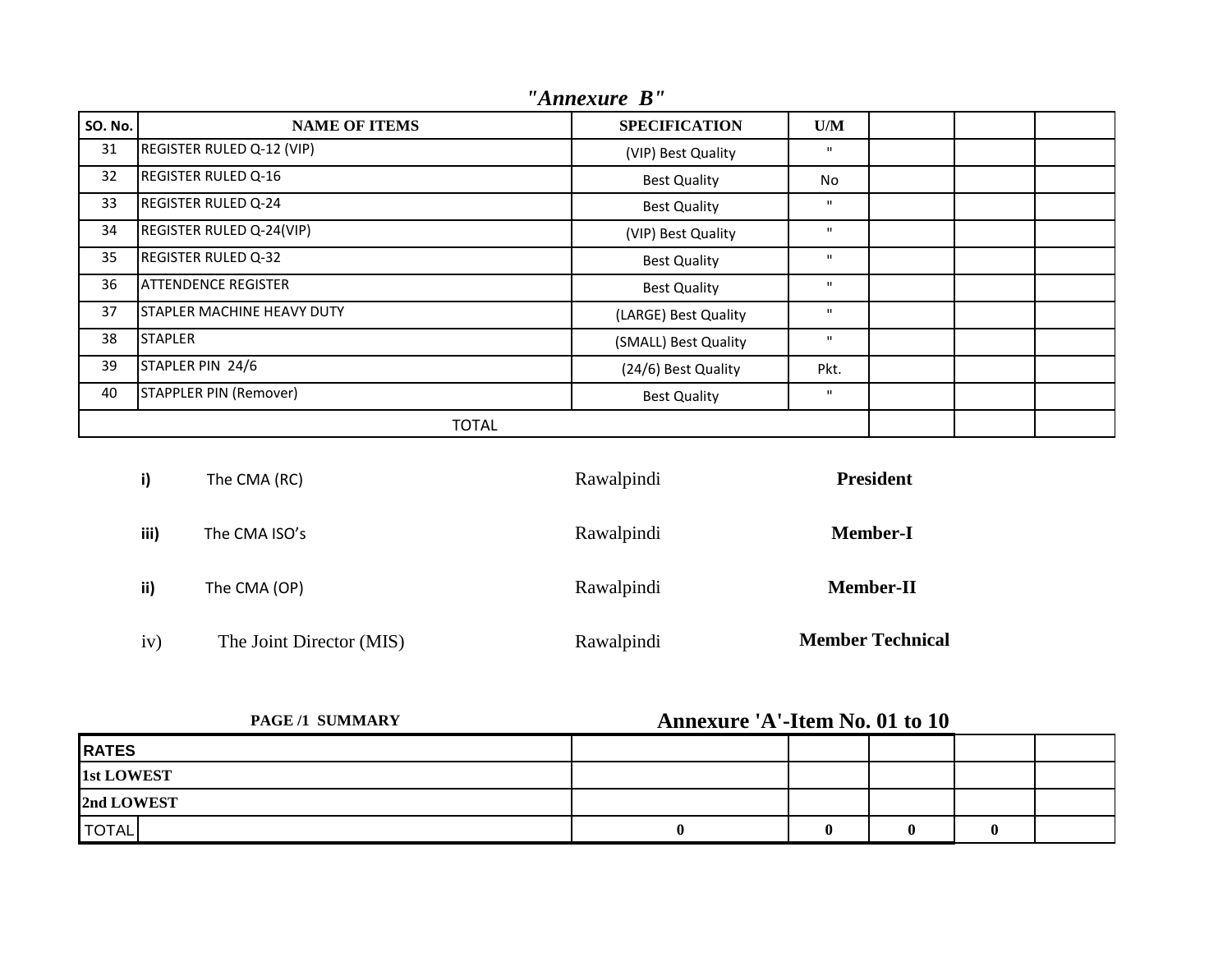## *"Annexure B"*

| SO. No. | NAME OF ITEMS | SPECIFICATION | U/M | | | |
|---|---|---|---|---|---|---|
| 31 | REGISTER RULED Q-12 (VIP) | (VIP) Best Quality | " | | | |
| 32 | REGISTER RULED Q-16 | Best Quality | No | | | |
| 33 | REGISTER RULED Q-24 | Best Quality | " | | | |
| 34 | REGISTER RULED Q-24(VIP) | (VIP) Best Quality | " | | | |
| 35 | REGISTER RULED Q-32 | Best Quality | " | | | |
| 36 | ATTENDENCE REGISTER | Best Quality | " | | | |
| 37 | STAPLER MACHINE HEAVY DUTY | (LARGE) Best Quality | " | | | |
| 38 | STAPLER | (SMALL) Best Quality | " | | | |
| 39 | STAPLER PIN 24/6 | (24/6) Best Quality | Pkt. | | | |
| 40 | STAPPLER PIN (Remover) | Best Quality | " | | | |
| TOTAL | | | | | | |

**i)** The CMA (RC) Rawalpindi **President**

**iii)** The CMA ISO's Rawalpindi **Member-I**

**ii)** The CMA (OP) Rawalpindi **Member-II**

iv) The Joint Director (MIS) Rawalpindi **Member Technical**

**PAGE /1 SUMMARY** **Annexure 'A'-Item No. 01 to 10**

| | | | | | | |
|---|---|---|---|---|---|---|
| **RATES** | | | | | | |
| **1st LOWEST** | | | | | | |
| **2nd LOWEST** | | | | | | |
| TOTAL | | **0** | **0** | **0** | **0** | |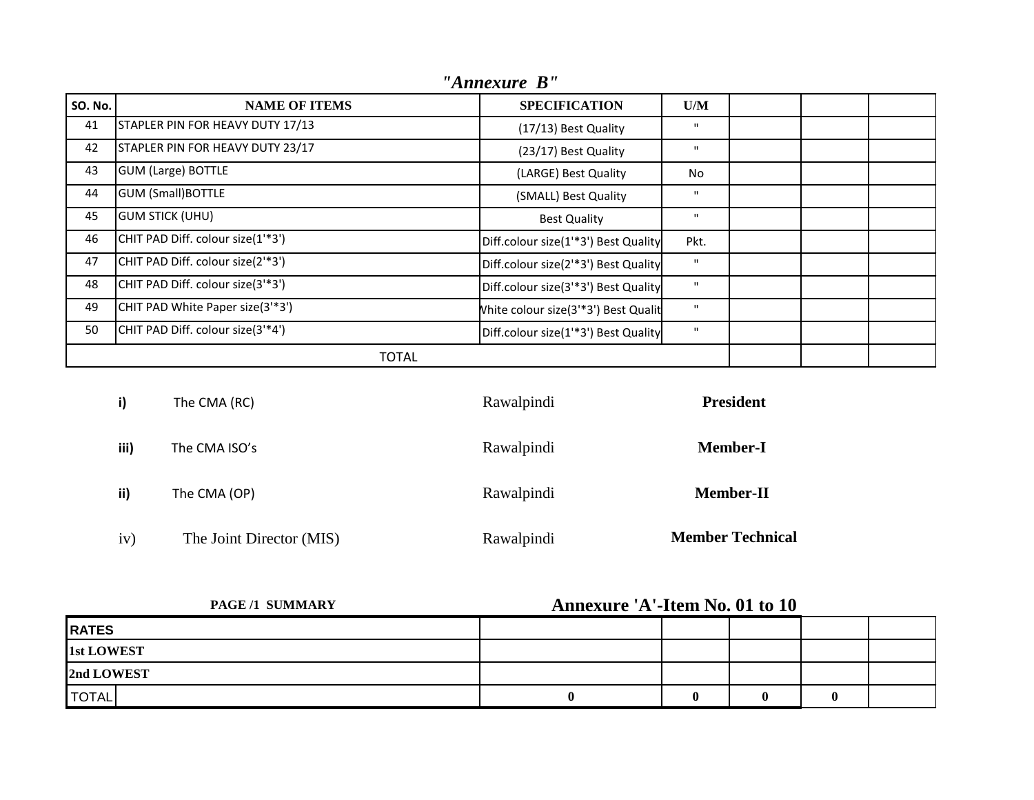## *"Annexure B"*

| SO. No. | NAME OF ITEMS | SPECIFICATION | U/M | | | |
|---|---|---|---|---|---|---|
| 41 | STAPLER PIN FOR HEAVY DUTY 17/13 | (17/13) Best Quality | " | | | |
| 42 | STAPLER PIN FOR HEAVY DUTY 23/17 | (23/17) Best Quality | " | | | |
| 43 | GUM (Large) BOTTLE | (LARGE) Best Quality | No | | | |
| 44 | GUM (Small)BOTTLE | (SMALL) Best Quality | " | | | |
| 45 | GUM STICK (UHU) | Best Quality | " | | | |
| 46 | CHIT PAD Diff. colour size(1'*3') | Diff.colour size(1'*3') Best Quality | Pkt. | | | |
| 47 | CHIT PAD Diff. colour size(2'*3') | Diff.colour size(2'*3') Best Quality | " | | | |
| 48 | CHIT PAD Diff. colour size(3'*3') | Diff.colour size(3'*3') Best Quality | " | | | |
| 49 | CHIT PAD White Paper size(3'*3') | White colour size(3'*3') Best Quality | " | | | |
| 50 | CHIT PAD Diff. colour size(3'*4') | Diff.colour size(1'*3') Best Quality | " | | | |
| TOTAL | | | | | | |

| | | | |
|---|---|---|---|
| **i)** | The CMA (RC) | Rawalpindi | **President** |
| **iii)** | The CMA ISO's | Rawalpindi | **Member-I** |
| **ii)** | The CMA (OP) | Rawalpindi | **Member-II** |
| iv) | The Joint Director (MIS) | Rawalpindi | **Member Technical** |

**PAGE /1 SUMMARY**

## Annexure 'A'-Item No. 01 to 10

| RATES | | | | | | |
|---|---|---|---|---|---|---|
| **1st LOWEST** | | | | | | |
| **2nd LOWEST** | | | | | | |
| TOTAL | | **0** | **0** | **0** | **0** | |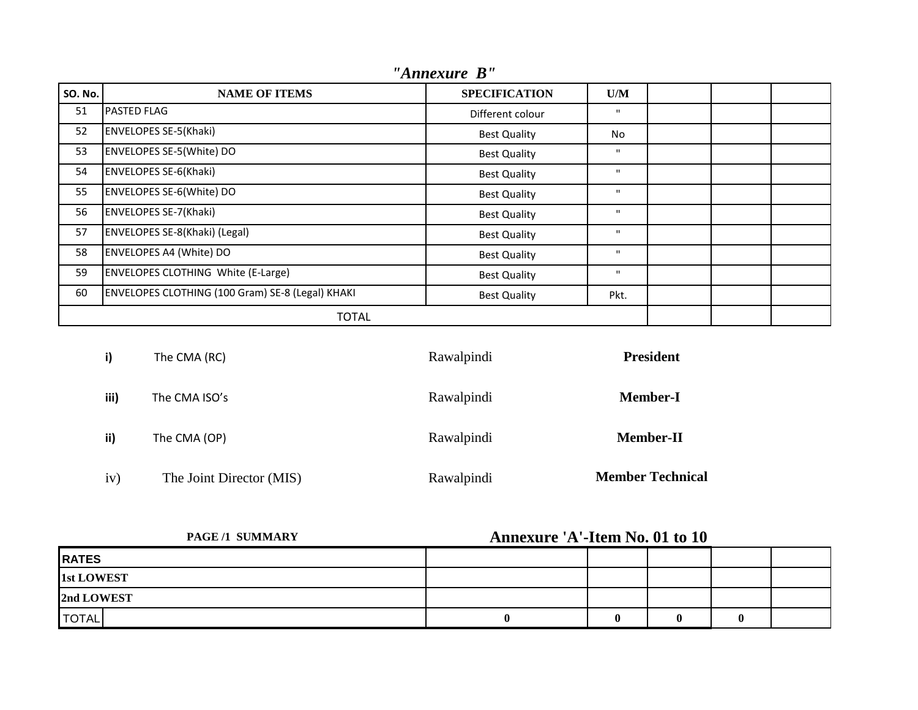*"Annexure B"*

| SO. No. | NAME OF ITEMS | SPECIFICATION | U/M | | | |
|---|---|---|---|---|---|---|
| 51 | PASTED FLAG | Different colour | " | | | |
| 52 | ENVELOPES SE-5(Khaki) | Best Quality | No | | | |
| 53 | ENVELOPES SE-5(White) DO | Best Quality | " | | | |
| 54 | ENVELOPES SE-6(Khaki) | Best Quality | " | | | |
| 55 | ENVELOPES SE-6(White) DO | Best Quality | " | | | |
| 56 | ENVELOPES SE-7(Khaki) | Best Quality | " | | | |
| 57 | ENVELOPES SE-8(Khaki) (Legal) | Best Quality | " | | | |
| 58 | ENVELOPES A4 (White) DO | Best Quality | " | | | |
| 59 | ENVELOPES CLOTHING White (E-Large) | Best Quality | " | | | |
| 60 | ENVELOPES CLOTHING (100 Gram) SE-8 (Legal) KHAKI | Best Quality | Pkt. | | | |
| TOTAL | | | | | | |

**i)** The CMA (RC) Rawalpindi **President**

**iii)** The CMA ISO's Rawalpindi **Member-I**

**ii)** The CMA (OP) Rawalpindi **Member-II**

iv) The Joint Director (MIS) Rawalpindi **Member Technical**

**PAGE /1 SUMMARY** **Annexure 'A'-Item No. 01 to 10**

| RATES | | | | | | |
|---|---|---|---|---|---|---|
| **1st LOWEST** | | | | | | |
| **2nd LOWEST** | | | | | | |
| TOTAL | | 0 | 0 | 0 | 0 | |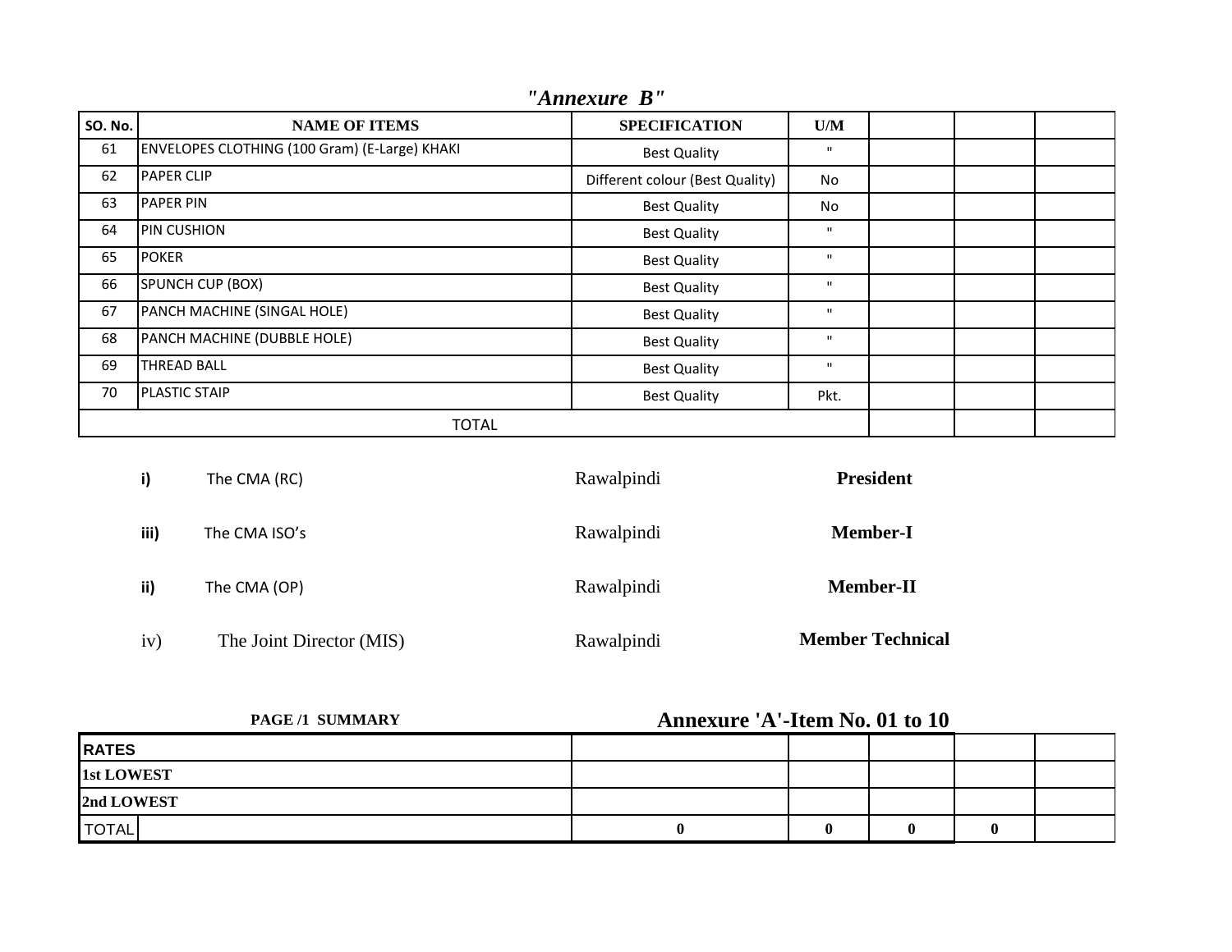## *"Annexure B"*

| SO. No. | NAME OF ITEMS | SPECIFICATION | U/M | | | |
|---|---|---|---|---|---|---|
| 61 | ENVELOPES CLOTHING (100 Gram) (E-Large) KHAKI | Best Quality | " | | | |
| 62 | PAPER CLIP | Different colour (Best Quality) | No | | | |
| 63 | PAPER PIN | Best Quality | No | | | |
| 64 | PIN CUSHION | Best Quality | " | | | |
| 65 | POKER | Best Quality | " | | | |
| 66 | SPUNCH CUP (BOX) | Best Quality | " | | | |
| 67 | PANCH MACHINE (SINGAL HOLE) | Best Quality | " | | | |
| 68 | PANCH MACHINE (DUBBLE HOLE) | Best Quality | " | | | |
| 69 | THREAD BALL | Best Quality | " | | | |
| 70 | PLASTIC STAIP | Best Quality | Pkt. | | | |
| TOTAL | | | | | | |

**i)** The CMA (RC) Rawalpindi **President**

**iii)** The CMA ISO's Rawalpindi **Member-I**

**ii)** The CMA (OP) Rawalpindi **Member-II**

iv) The Joint Director (MIS) Rawalpindi **Member Technical**

**PAGE /1 SUMMARY** **Annexure 'A'-Item No. 01 to 10**

| RATES | | | | | | |
|---|---|---|---|---|---|---|
| **1st LOWEST** | | | | | | |
| **2nd LOWEST** | | | | | | |
| TOTAL | | **0** | **0** | **0** | **0** | |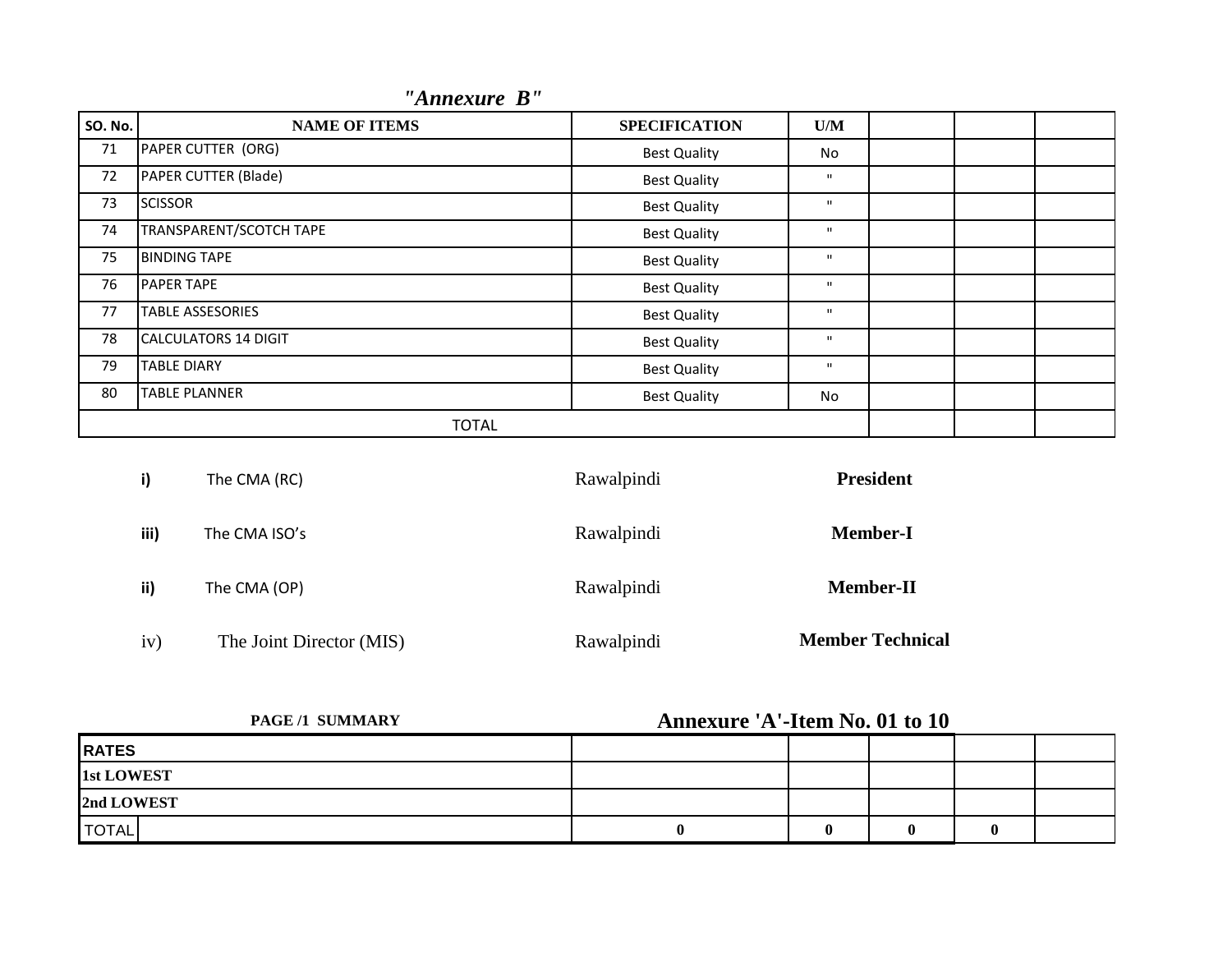*"Annexure B"*

| SO. No. | NAME OF ITEMS | SPECIFICATION | U/M | | | |
|---|---|---|---|---|---|---|
| 71 | PAPER CUTTER (ORG) | Best Quality | No | | | |
| 72 | PAPER CUTTER (Blade) | Best Quality | " | | | |
| 73 | SCISSOR | Best Quality | " | | | |
| 74 | TRANSPARENT/SCOTCH TAPE | Best Quality | " | | | |
| 75 | BINDING TAPE | Best Quality | " | | | |
| 76 | PAPER TAPE | Best Quality | " | | | |
| 77 | TABLE ASSESORIES | Best Quality | " | | | |
| 78 | CALCULATORS 14 DIGIT | Best Quality | " | | | |
| 79 | TABLE DIARY | Best Quality | " | | | |
| 80 | TABLE PLANNER | Best Quality | No | | | |
| TOTAL | | | | | | |

| | | | |
|---|---|---|---|
| **i)** | The CMA (RC) | Rawalpindi | **President** |
| **iii)** | The CMA ISO's | Rawalpindi | **Member-I** |
| **ii)** | The CMA (OP) | Rawalpindi | **Member-II** |
| iv) | The Joint Director (MIS) | Rawalpindi | **Member Technical** |

**PAGE /1 SUMMARY** **Annexure 'A'-Item No. 01 to 10**

| RATES | | | | | | |
|---|---|---|---|---|---|---|
| 1st LOWEST | | | | | | |
| 2nd LOWEST | | | | | | |
| TOTAL | | 0 | 0 | 0 | 0 | |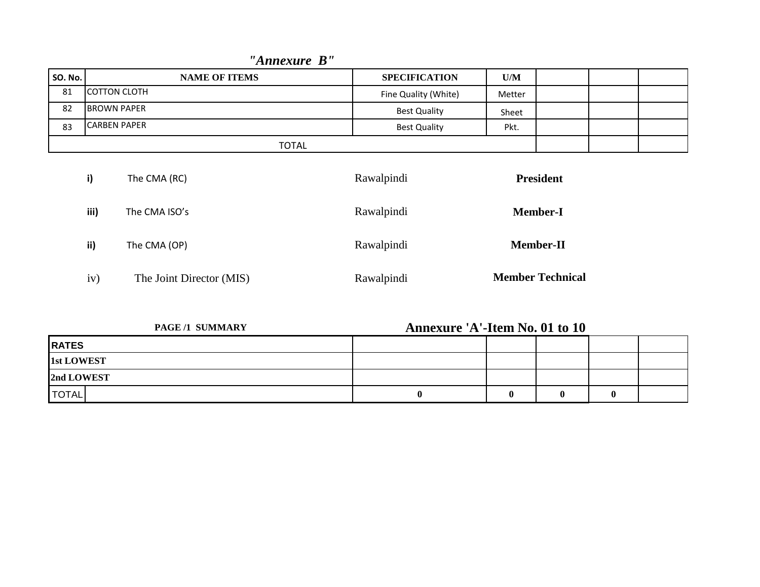*"Annexure B"*

| SO. No. | NAME OF ITEMS | SPECIFICATION | U/M | | | |
|---|---|---|---|---|---|---|
| 81 | COTTON CLOTH | Fine Quality (White) | Metter | | | |
| 82 | BROWN PAPER | Best Quality | Sheet | | | |
| 83 | CARBEN PAPER | Best Quality | Pkt. | | | |
| TOTAL | | | | | | |

| | | | |
|---|---|---|---|
| **i)** | The CMA (RC) | Rawalpindi | **President** |
| **iii)** | The CMA ISO's | Rawalpindi | **Member-I** |
| **ii)** | The CMA (OP) | Rawalpindi | **Member-II** |
| iv) | The Joint Director (MIS) | Rawalpindi | **Member Technical** |

**PAGE /1 SUMMARY** **Annexure 'A'-Item No. 01 to 10**

| RATES | | | | | | |
|---|---|---|---|---|---|---|
| **1st LOWEST** | | | | | | |
| **2nd LOWEST** | | | | | | |
| TOTAL | | **0** | **0** | **0** | **0** | |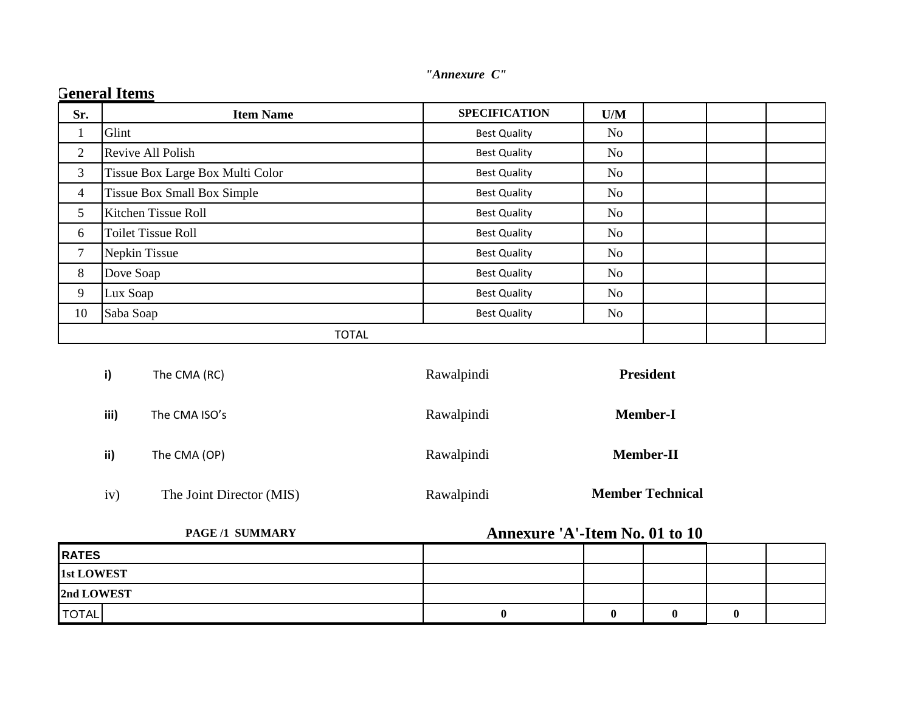*"Annexure C"*

## General Items

| Sr. | Item Name | SPECIFICATION | U/M | | | |
|---|---|---|---|---|---|---|
| 1 | Glint | Best Quality | No | | | |
| 2 | Revive All Polish | Best Quality | No | | | |
| 3 | Tissue Box Large Box Multi Color | Best Quality | No | | | |
| 4 | Tissue Box Small Box Simple | Best Quality | No | | | |
| 5 | Kitchen Tissue Roll | Best Quality | No | | | |
| 6 | Toilet Tissue Roll | Best Quality | No | | | |
| 7 | Nepkin Tissue | Best Quality | No | | | |
| 8 | Dove Soap | Best Quality | No | | | |
| 9 | Lux Soap | Best Quality | No | | | |
| 10 | Saba Soap | Best Quality | No | | | |
| TOTAL | | | | | | |

| | | | |
|---|---|---|---|
| **i)** | The CMA (RC) | Rawalpindi | **President** |
| **iii)** | The CMA ISO's | Rawalpindi | **Member-I** |
| **ii)** | The CMA (OP) | Rawalpindi | **Member-II** |
| iv) | The Joint Director (MIS) | Rawalpindi | **Member Technical** |

**PAGE /1 SUMMARY** **Annexure 'A'-Item No. 01 to 10**

| | | | | | | |
|---|---|---|---|---|---|---|
| **RATES** | | | | | | |
| **1st LOWEST** | | | | | | |
| **2nd LOWEST** | | | | | | |
| TOTAL | | **0** | **0** | **0** | **0** | |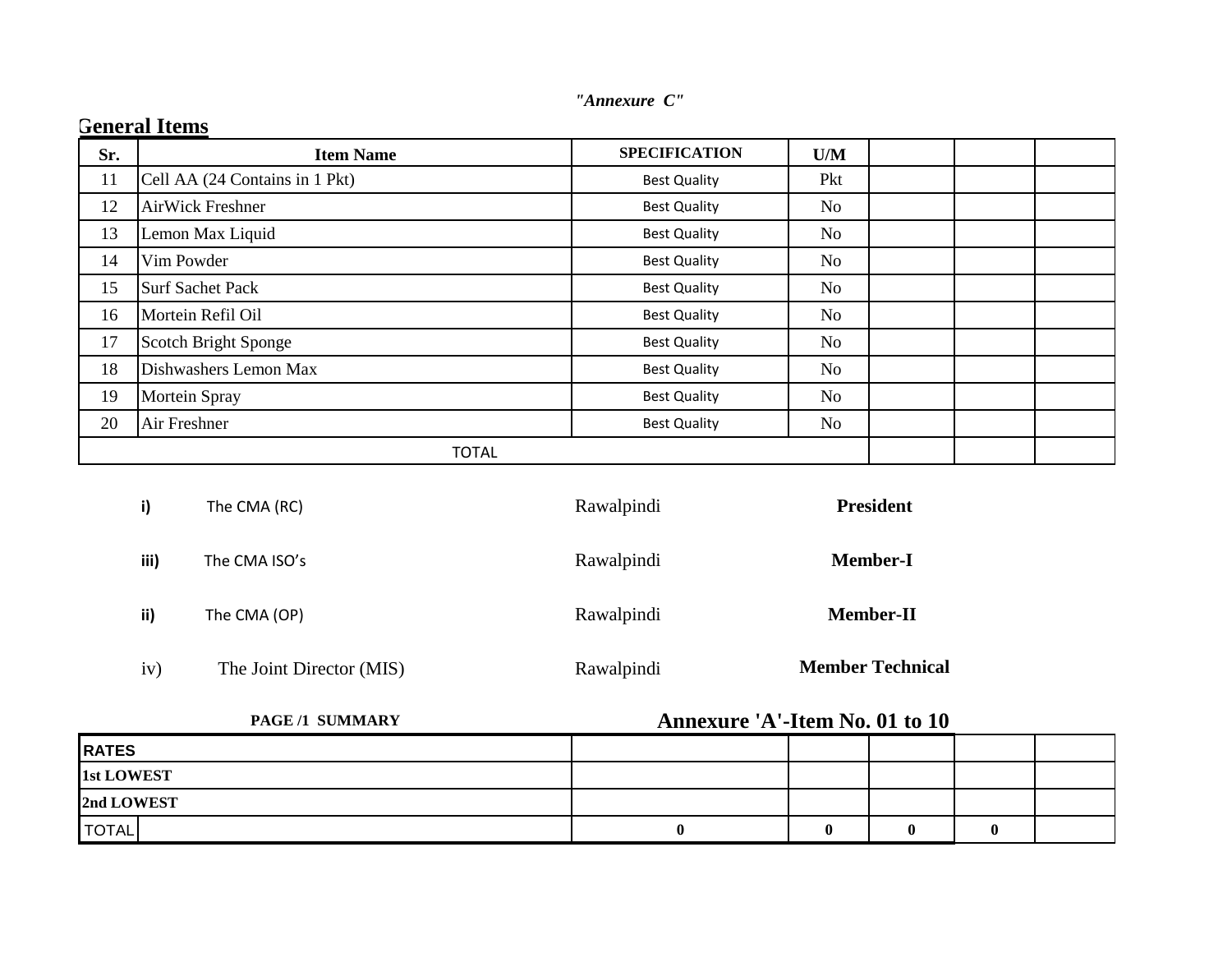*"Annexure C"*

## General Items

| Sr. | Item Name | SPECIFICATION | U/M | | | |
|---|---|---|---|---|---|---|
| 11 | Cell AA (24 Contains in 1 Pkt) | Best Quality | Pkt | | | |
| 12 | AirWick Freshner | Best Quality | No | | | |
| 13 | Lemon Max Liquid | Best Quality | No | | | |
| 14 | Vim Powder | Best Quality | No | | | |
| 15 | Surf Sachet Pack | Best Quality | No | | | |
| 16 | Mortein Refil Oil | Best Quality | No | | | |
| 17 | Scotch Bright Sponge | Best Quality | No | | | |
| 18 | Dishwashers Lemon Max | Best Quality | No | | | |
| 19 | Mortein Spray | Best Quality | No | | | |
| 20 | Air Freshner | Best Quality | No | | | |
| TOTAL | | | | | | |

| | | | |
|---|---|---|---|
| **i)** | The CMA (RC) | Rawalpindi | **President** |
| **iii)** | The CMA ISO's | Rawalpindi | **Member-I** |
| **ii)** | The CMA (OP) | Rawalpindi | **Member-II** |
| iv) | The Joint Director (MIS) | Rawalpindi | **Member Technical** |

**PAGE /1 SUMMARY** — **Annexure 'A'-Item No. 01 to 10**

| | | | | | | |
|---|---|---|---|---|---|---|
| **RATES** | | | | | | |
| **1st LOWEST** | | | | | | |
| **2nd LOWEST** | | | | | | |
| TOTAL | | **0** | **0** | **0** | **0** | |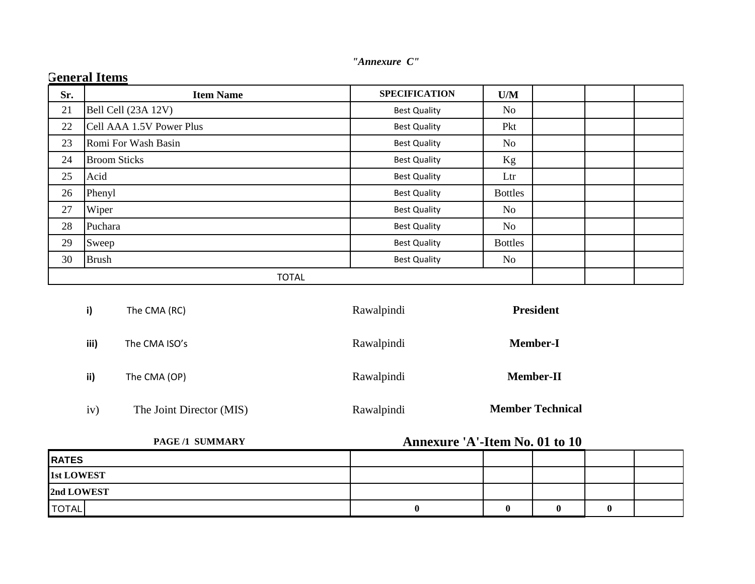*"Annexure C"*

## General Items

| Sr. | Item Name | SPECIFICATION | U/M | | | |
|---|---|---|---|---|---|---|
| 21 | Bell Cell (23A 12V) | Best Quality | No | | | |
| 22 | Cell AAA 1.5V Power Plus | Best Quality | Pkt | | | |
| 23 | Romi For Wash Basin | Best Quality | No | | | |
| 24 | Broom Sticks | Best Quality | Kg | | | |
| 25 | Acid | Best Quality | Ltr | | | |
| 26 | Phenyl | Best Quality | Bottles | | | |
| 27 | Wiper | Best Quality | No | | | |
| 28 | Puchara | Best Quality | No | | | |
| 29 | Sweep | Best Quality | Bottles | | | |
| 30 | Brush | Best Quality | No | | | |
| TOTAL | | | | | | |

| | | | |
|---|---|---|---|
| **i)** | The CMA (RC) | Rawalpindi | **President** |
| **iii)** | The CMA ISO's | Rawalpindi | **Member-I** |
| **ii)** | The CMA (OP) | Rawalpindi | **Member-II** |
| iv) | The Joint Director (MIS) | Rawalpindi | **Member Technical** |

**PAGE /1 SUMMARY** **Annexure 'A'-Item No. 01 to 10**

| **RATES** | | | | | | |
|---|---|---|---|---|---|---|
| **1st LOWEST** | | | | | | |
| **2nd LOWEST** | | | | | | |
| TOTAL | | **0** | **0** | **0** | **0** | |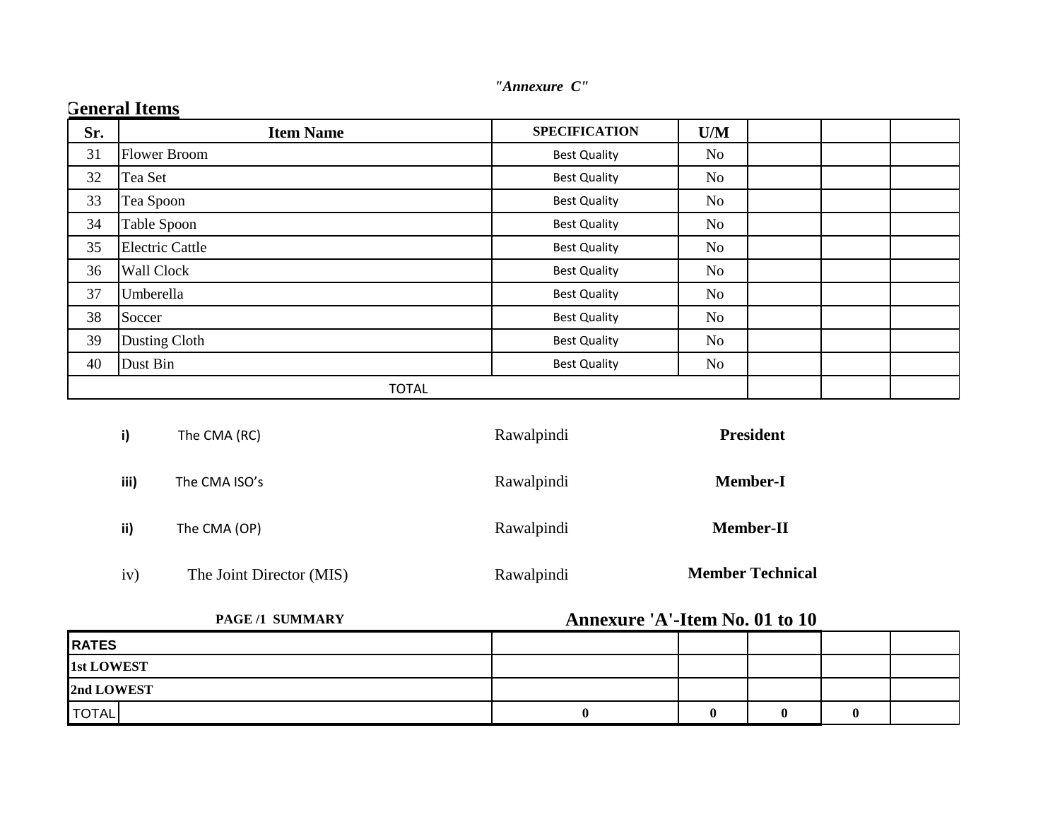*"Annexure C"*

## General Items

| Sr. | Item Name | SPECIFICATION | U/M | | | |
|---|---|---|---|---|---|---|
| 31 | Flower Broom | Best Quality | No | | | |
| 32 | Tea Set | Best Quality | No | | | |
| 33 | Tea Spoon | Best Quality | No | | | |
| 34 | Table Spoon | Best Quality | No | | | |
| 35 | Electric Cattle | Best Quality | No | | | |
| 36 | Wall Clock | Best Quality | No | | | |
| 37 | Umberella | Best Quality | No | | | |
| 38 | Soccer | Best Quality | No | | | |
| 39 | Dusting Cloth | Best Quality | No | | | |
| 40 | Dust Bin | Best Quality | No | | | |
| TOTAL | | | | | | |

| | | | |
|---|---|---|---|
| **i)** | The CMA (RC) | Rawalpindi | **President** |
| **iii)** | The CMA ISO's | Rawalpindi | **Member-I** |
| **ii)** | The CMA (OP) | Rawalpindi | **Member-II** |
| iv) | The Joint Director (MIS) | Rawalpindi | **Member Technical** |

**PAGE /1 SUMMARY** **Annexure 'A'-Item No. 01 to 10**

| | | | | | | |
|---|---|---|---|---|---|---|
| **RATES** | | | | | | |
| **1st LOWEST** | | | | | | |
| **2nd LOWEST** | | | | | | |
| TOTAL | | **0** | **0** | **0** | **0** | |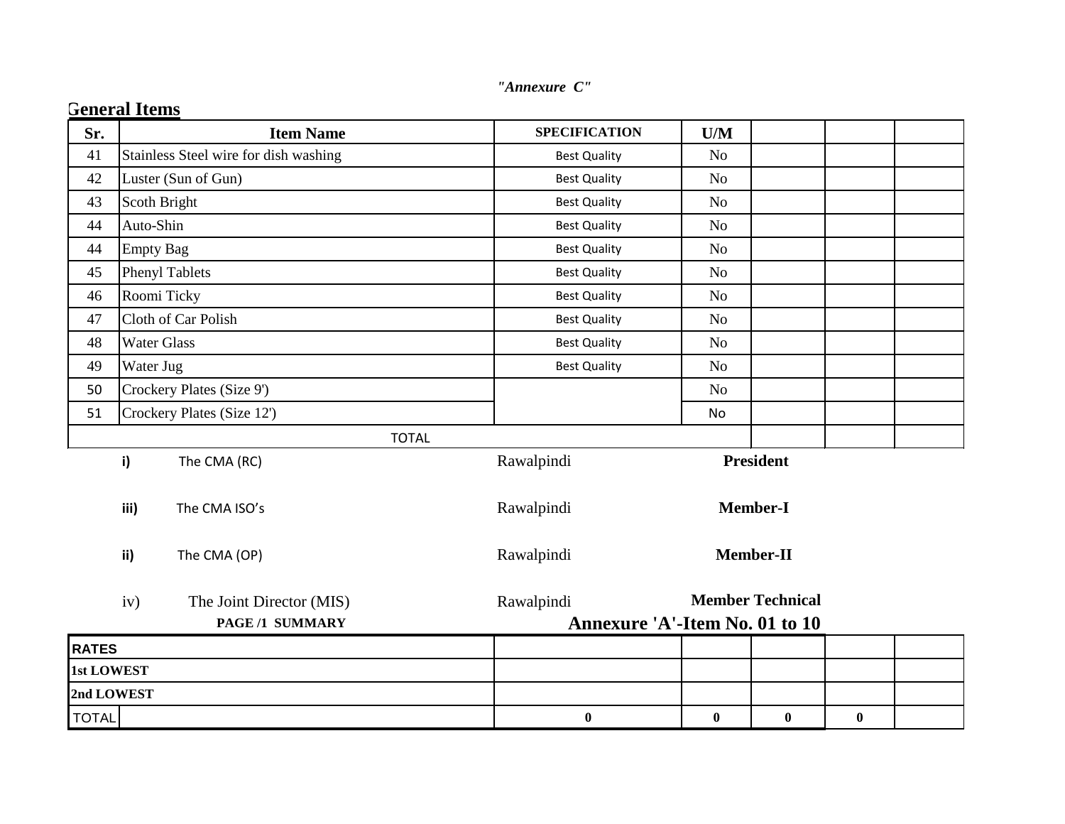*"Annexure C"*

## General Items

| Sr. | Item Name | SPECIFICATION | U/M | | | |
|---|---|---|---|---|---|---|
| 41 | Stainless Steel wire for dish washing | Best Quality | No | | | |
| 42 | Luster (Sun of Gun) | Best Quality | No | | | |
| 43 | Scoth Bright | Best Quality | No | | | |
| 44 | Auto-Shin | Best Quality | No | | | |
| 44 | Empty Bag | Best Quality | No | | | |
| 45 | Phenyl Tablets | Best Quality | No | | | |
| 46 | Roomi Ticky | Best Quality | No | | | |
| 47 | Cloth of Car Polish | Best Quality | No | | | |
| 48 | Water Glass | Best Quality | No | | | |
| 49 | Water Jug | Best Quality | No | | | |
| 50 | Crockery Plates (Size 9') | | No | | | |
| 51 | Crockery Plates (Size 12') | | No | | | |
| | TOTAL | | | | | |

| | | | |
|---|---|---|---|
| i) | The CMA (RC) | Rawalpindi | **President** |
| iii) | The CMA ISO's | Rawalpindi | **Member-I** |
| ii) | The CMA (OP) | Rawalpindi | **Member-II** |
| iv) | The Joint Director (MIS) | Rawalpindi | **Member Technical** |

**PAGE /1 SUMMARY** **Annexure 'A'-Item No. 01 to 10**

| | | | | | |
|---|---|---|---|---|---|
| **RATES** | | | | | |
| **1st LOWEST** | | | | | |
| **2nd LOWEST** | | | | | |
| TOTAL | **0** | **0** | **0** | **0** | |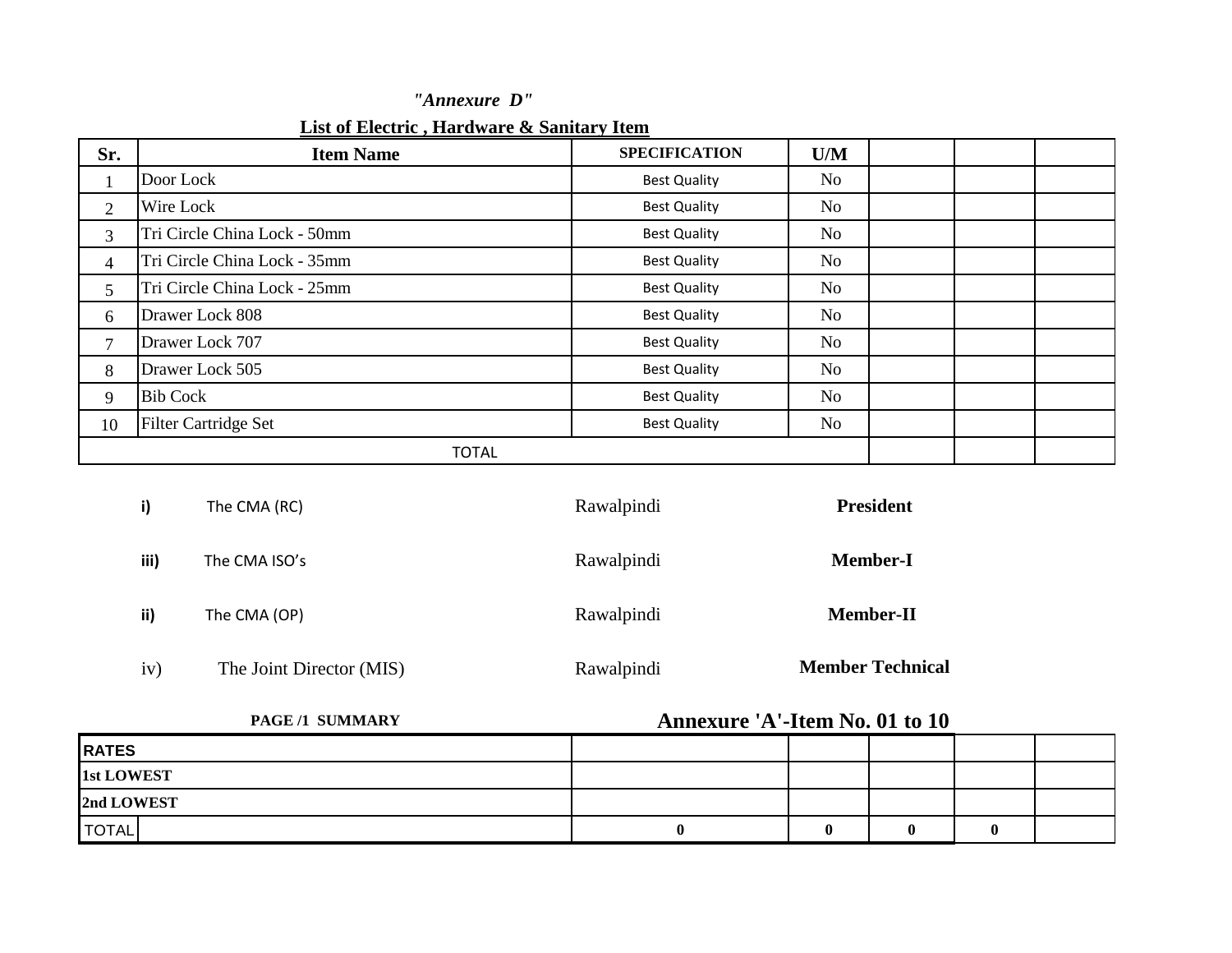*"Annexure D"*

**List of Electric , Hardware & Sanitary Item**

| Sr. | Item Name | SPECIFICATION | U/M | | | |
|---|---|---|---|---|---|---|
| 1 | Door Lock | Best Quality | No | | | |
| 2 | Wire Lock | Best Quality | No | | | |
| 3 | Tri Circle China Lock - 50mm | Best Quality | No | | | |
| 4 | Tri Circle China Lock - 35mm | Best Quality | No | | | |
| 5 | Tri Circle China Lock - 25mm | Best Quality | No | | | |
| 6 | Drawer Lock 808 | Best Quality | No | | | |
| 7 | Drawer Lock 707 | Best Quality | No | | | |
| 8 | Drawer Lock 505 | Best Quality | No | | | |
| 9 | Bib Cock | Best Quality | No | | | |
| 10 | Filter Cartridge Set | Best Quality | No | | | |
| TOTAL | | | | | | |

| | | | |
|---|---|---|---|
| **i)** | The CMA (RC) | Rawalpindi | **President** |
| **iii)** | The CMA ISO's | Rawalpindi | **Member-I** |
| **ii)** | The CMA (OP) | Rawalpindi | **Member-II** |
| iv) | The Joint Director (MIS) | Rawalpindi | **Member Technical** |

**PAGE /1 SUMMARY** **Annexure 'A'-Item No. 01 to 10**

| | | | | | | |
|---|---|---|---|---|---|---|
| **RATES** | | | | | | |
| **1st LOWEST** | | | | | | |
| **2nd LOWEST** | | | | | | |
| TOTAL | | **0** | **0** | **0** | **0** | |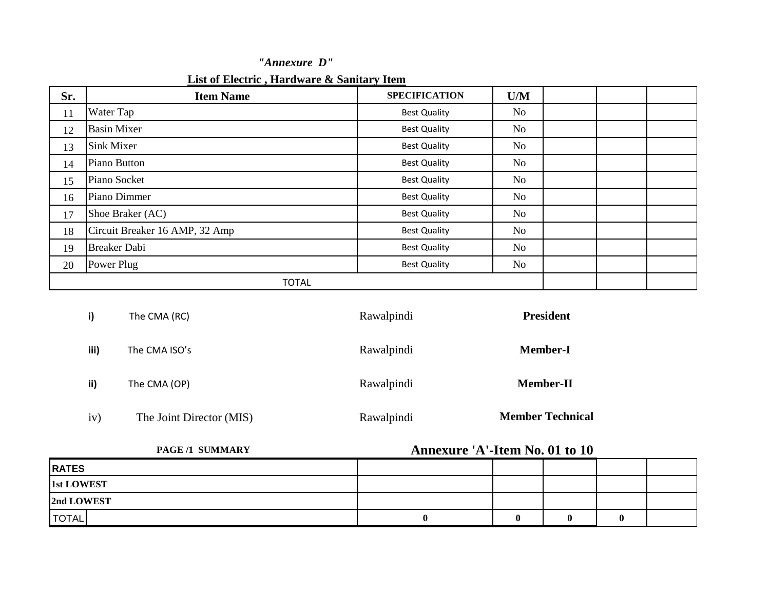*"Annexure D"*

**List of Electric , Hardware & Sanitary Item**

| Sr. | Item Name | SPECIFICATION | U/M | | | |
|---|---|---|---|---|---|---|
| 11 | Water Tap | Best Quality | No | | | |
| 12 | Basin Mixer | Best Quality | No | | | |
| 13 | Sink Mixer | Best Quality | No | | | |
| 14 | Piano Button | Best Quality | No | | | |
| 15 | Piano Socket | Best Quality | No | | | |
| 16 | Piano Dimmer | Best Quality | No | | | |
| 17 | Shoe Braker (AC) | Best Quality | No | | | |
| 18 | Circuit Breaker 16 AMP, 32 Amp | Best Quality | No | | | |
| 19 | Breaker Dabi | Best Quality | No | | | |
| 20 | Power Plug | Best Quality | No | | | |
| TOTAL | | | | | | |

| | | | |
|---|---|---|---|
| **i)** | The CMA (RC) | Rawalpindi | **President** |
| **iii)** | The CMA ISO's | Rawalpindi | **Member-I** |
| **ii)** | The CMA (OP) | Rawalpindi | **Member-II** |
| iv) | The Joint Director (MIS) | Rawalpindi | **Member Technical** |

**PAGE /1 SUMMARY** **Annexure 'A'-Item No. 01 to 10**

| RATES | | | | | | |
|---|---|---|---|---|---|---|
| **1st LOWEST** | | | | | | |
| **2nd LOWEST** | | | | | | |
| TOTAL | | **0** | **0** | **0** | **0** | |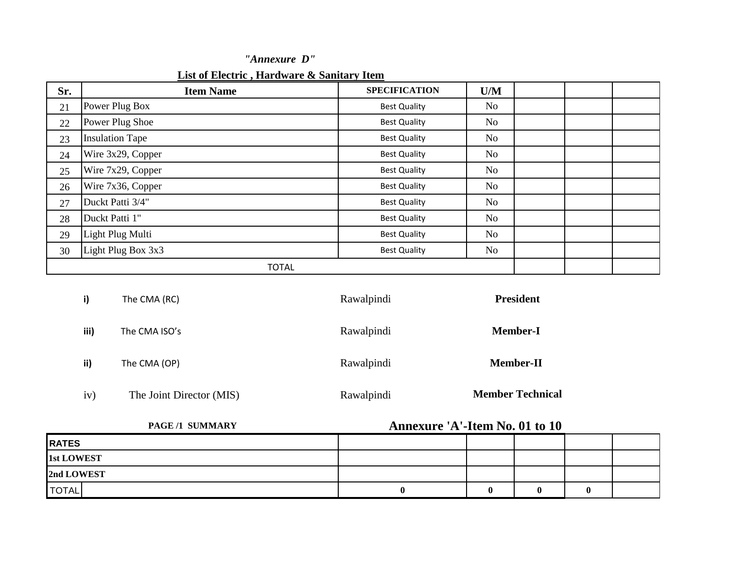*"Annexure D"*

**List of Electric , Hardware & Sanitary Item**

| Sr. | Item Name | SPECIFICATION | U/M | | | |
|---|---|---|---|---|---|---|
| 21 | Power Plug Box | Best Quality | No | | | |
| 22 | Power Plug Shoe | Best Quality | No | | | |
| 23 | Insulation Tape | Best Quality | No | | | |
| 24 | Wire 3x29, Copper | Best Quality | No | | | |
| 25 | Wire 7x29, Copper | Best Quality | No | | | |
| 26 | Wire 7x36, Copper | Best Quality | No | | | |
| 27 | Duckt Patti 3/4" | Best Quality | No | | | |
| 28 | Duckt Patti 1" | Best Quality | No | | | |
| 29 | Light Plug Multi | Best Quality | No | | | |
| 30 | Light Plug Box 3x3 | Best Quality | No | | | |
| TOTAL | | | | | | |

| | | | |
|---|---|---|---|
| **i)** | The CMA (RC) | Rawalpindi | **President** |
| **iii)** | The CMA ISO's | Rawalpindi | **Member-I** |
| **ii)** | The CMA (OP) | Rawalpindi | **Member-II** |
| iv) | The Joint Director (MIS) | Rawalpindi | **Member Technical** |

**PAGE /1 SUMMARY** **Annexure 'A'-Item No. 01 to 10**

| | | | | | | |
|---|---|---|---|---|---|---|
| **RATES** | | | | | | |
| **1st LOWEST** | | | | | | |
| **2nd LOWEST** | | | | | | |
| TOTAL | | **0** | **0** | **0** | **0** | |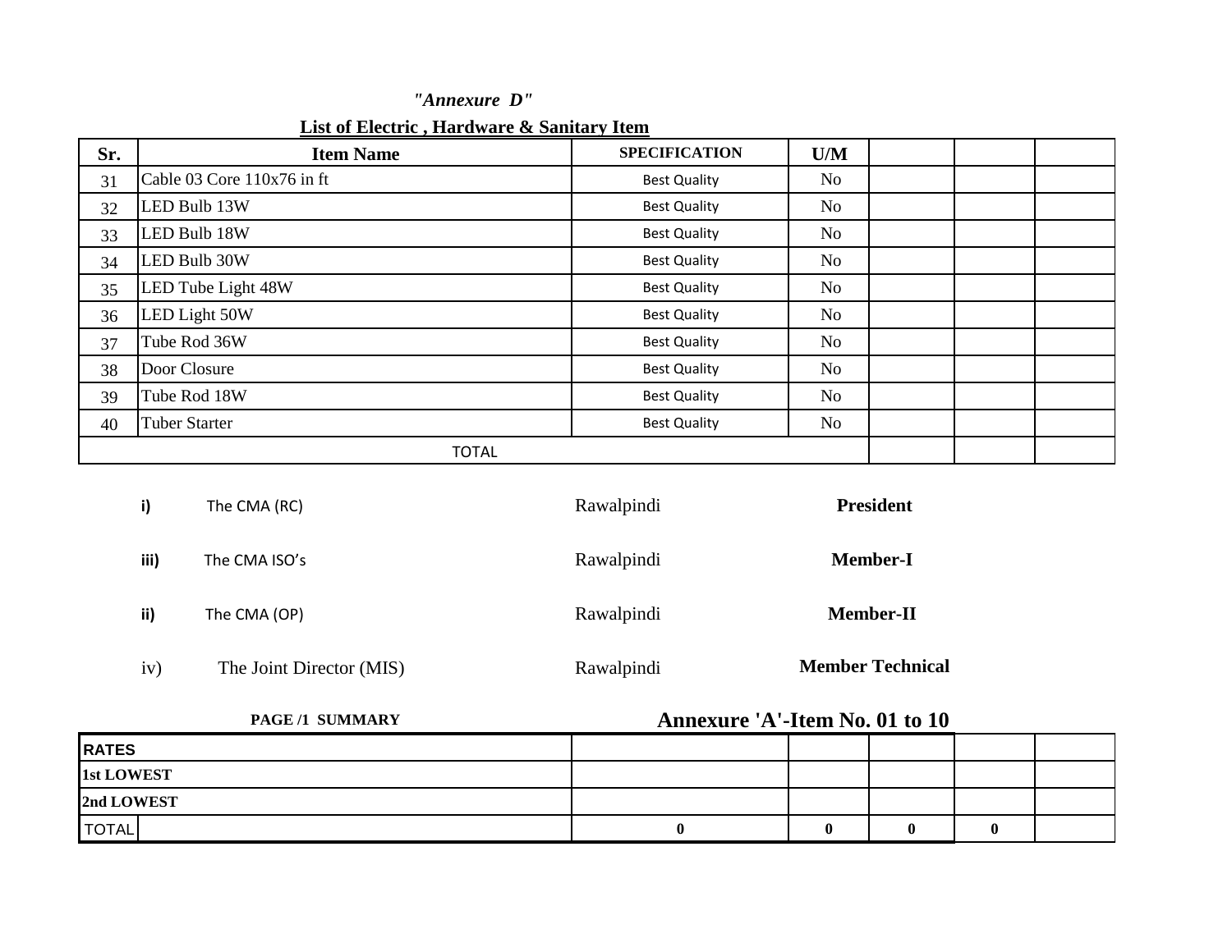*"Annexure D"*

**List of Electric , Hardware & Sanitary Item**

| Sr. | Item Name | SPECIFICATION | U/M | | | |
|---|---|---|---|---|---|---|
| 31 | Cable 03 Core 110x76 in ft | Best Quality | No | | | |
| 32 | LED Bulb 13W | Best Quality | No | | | |
| 33 | LED Bulb 18W | Best Quality | No | | | |
| 34 | LED Bulb 30W | Best Quality | No | | | |
| 35 | LED Tube Light 48W | Best Quality | No | | | |
| 36 | LED Light 50W | Best Quality | No | | | |
| 37 | Tube Rod 36W | Best Quality | No | | | |
| 38 | Door Closure | Best Quality | No | | | |
| 39 | Tube Rod 18W | Best Quality | No | | | |
| 40 | Tuber Starter | Best Quality | No | | | |
| TOTAL | | | | | | |

| | | | |
|---|---|---|---|
| **i)** | The CMA (RC) | Rawalpindi | **President** |
| **iii)** | The CMA ISO's | Rawalpindi | **Member-I** |
| **ii)** | The CMA (OP) | Rawalpindi | **Member-II** |
| iv) | The Joint Director (MIS) | Rawalpindi | **Member Technical** |

**PAGE /1 SUMMARY** **Annexure 'A'-Item No. 01 to 10**

| | | | | | | |
|---|---|---|---|---|---|---|
| **RATES** | | | | | | |
| **1st LOWEST** | | | | | | |
| **2nd LOWEST** | | | | | | |
| TOTAL | | **0** | **0** | **0** | **0** | |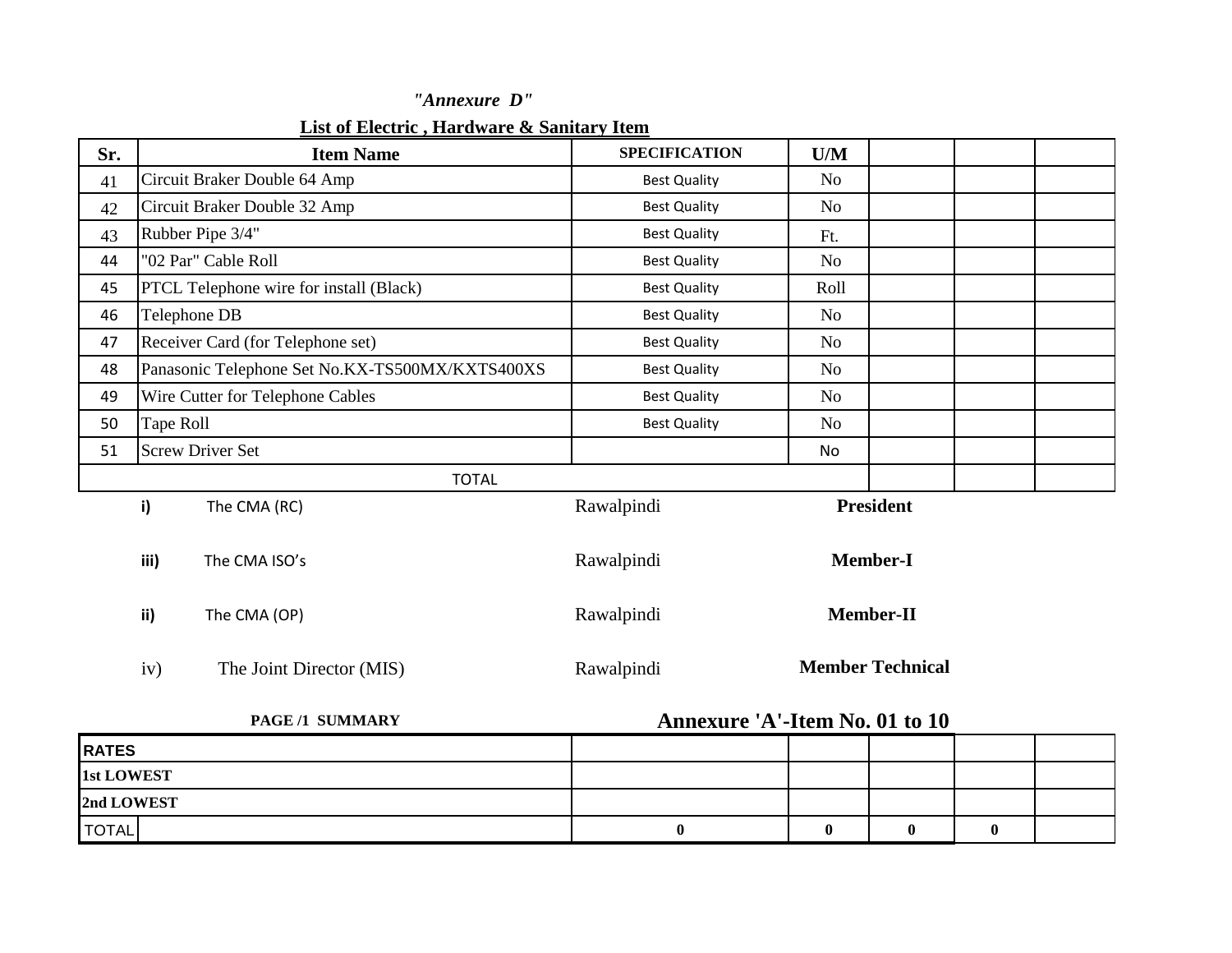*"Annexure D"*

**List of Electric , Hardware & Sanitary Item**

| Sr. | Item Name | SPECIFICATION | U/M | | | |
|---|---|---|---|---|---|---|
| 41 | Circuit Braker Double 64 Amp | Best Quality | No | | | |
| 42 | Circuit Braker Double 32 Amp | Best Quality | No | | | |
| 43 | Rubber Pipe 3/4" | Best Quality | Ft. | | | |
| 44 | "02 Par" Cable Roll | Best Quality | No | | | |
| 45 | PTCL Telephone wire for install (Black) | Best Quality | Roll | | | |
| 46 | Telephone DB | Best Quality | No | | | |
| 47 | Receiver Card (for Telephone set) | Best Quality | No | | | |
| 48 | Panasonic Telephone Set No.KX-TS500MX/KXTS400XS | Best Quality | No | | | |
| 49 | Wire Cutter for Telephone Cables | Best Quality | No | | | |
| 50 | Tape Roll | Best Quality | No | | | |
| 51 | Screw Driver Set | | No | | | |
| TOTAL | | | | | | |

| | | | |
|---|---|---|---|
| **i)** | The CMA (RC) | Rawalpindi | **President** |
| **iii)** | The CMA ISO's | Rawalpindi | **Member-I** |
| **ii)** | The CMA (OP) | Rawalpindi | **Member-II** |
| iv) | The Joint Director (MIS) | Rawalpindi | **Member Technical** |

**PAGE /1 SUMMARY** — **Annexure 'A'-Item No. 01 to 10**

| | | | | | |
|---|---|---|---|---|---|
| **RATES** | | | | | |
| **1st LOWEST** | | | | | |
| **2nd LOWEST** | | | | | |
| TOTAL | **0** | **0** | **0** | **0** | |